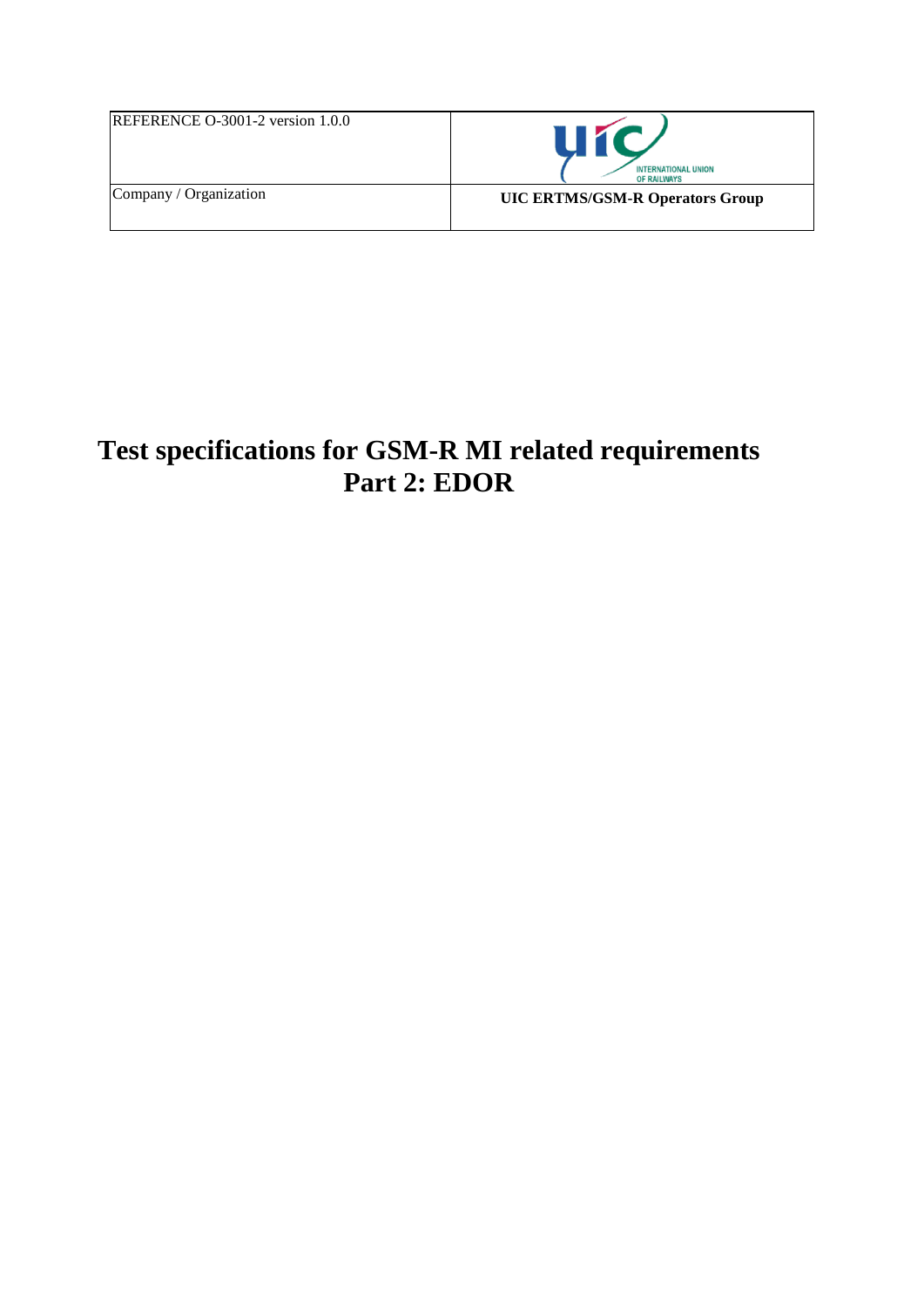| REFERENCE O-3001-2 version 1.0.0 | INTERNATIONAL UNION OF RAILWAYS |
| --- | --- |
| Company / Organization | **UIC ERTMS/GSM-R Operators Group** |

# Test specifications for GSM-R MI related requirements Part 2: EDOR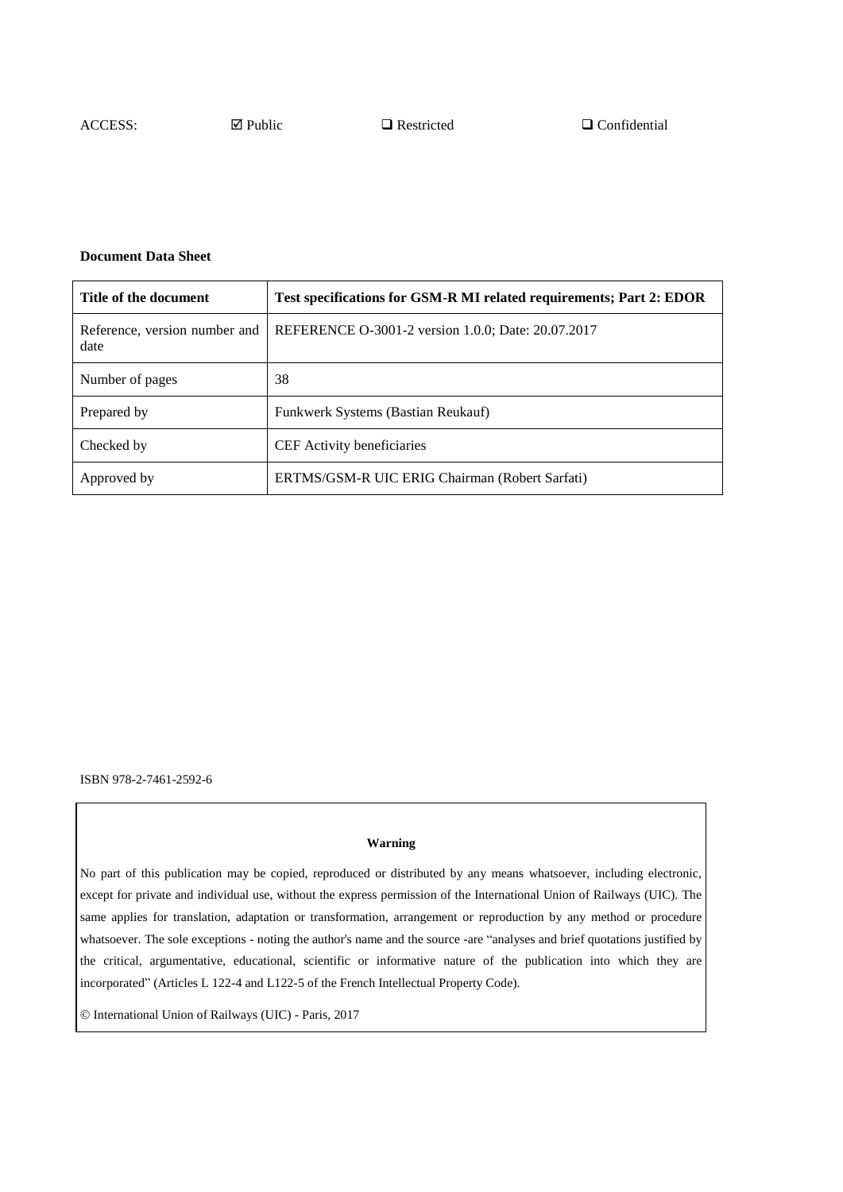ACCESS: ☑ Public ❑ Restricted ❑ Confidential

**Document Data Sheet**

| Title of the document | Test specifications for GSM-R MI related requirements; Part 2: EDOR |
| --- | --- |
| Reference, version number and date | REFERENCE O-3001-2 version 1.0.0; Date: 20.07.2017 |
| Number of pages | 38 |
| Prepared by | Funkwerk Systems (Bastian Reukauf) |
| Checked by | CEF Activity beneficiaries |
| Approved by | ERTMS/GSM-R UIC ERIG Chairman (Robert Sarfati) |

ISBN 978-2-7461-2592-6

**Warning**

No part of this publication may be copied, reproduced or distributed by any means whatsoever, including electronic, except for private and individual use, without the express permission of the International Union of Railways (UIC). The same applies for translation, adaptation or transformation, arrangement or reproduction by any method or procedure whatsoever. The sole exceptions - noting the author's name and the source -are "analyses and brief quotations justified by the critical, argumentative, educational, scientific or informative nature of the publication into which they are incorporated" (Articles L 122-4 and L122-5 of the French Intellectual Property Code).

© International Union of Railways (UIC) - Paris, 2017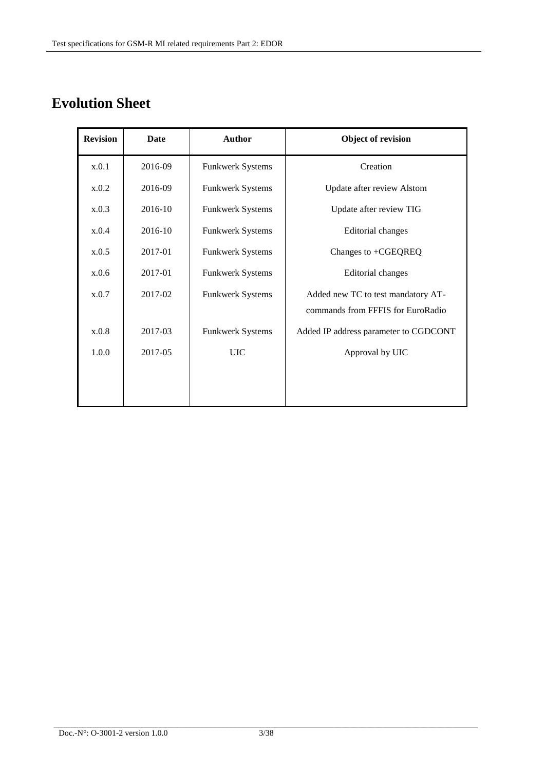# Evolution Sheet

| Revision | Date | Author | Object of revision |
|---|---|---|---|
| x.0.1 | 2016-09 | Funkwerk Systems | Creation |
| x.0.2 | 2016-09 | Funkwerk Systems | Update after review Alstom |
| x.0.3 | 2016-10 | Funkwerk Systems | Update after review TIG |
| x.0.4 | 2016-10 | Funkwerk Systems | Editorial changes |
| x.0.5 | 2017-01 | Funkwerk Systems | Changes to +CGEQREQ |
| x.0.6 | 2017-01 | Funkwerk Systems | Editorial changes |
| x.0.7 | 2017-02 | Funkwerk Systems | Added new TC to test mandatory AT-commands from FFFIS for EuroRadio |
| x.0.8 | 2017-03 | Funkwerk Systems | Added IP address parameter to CGDCONT |
| 1.0.0 | 2017-05 | UIC | Approval by UIC |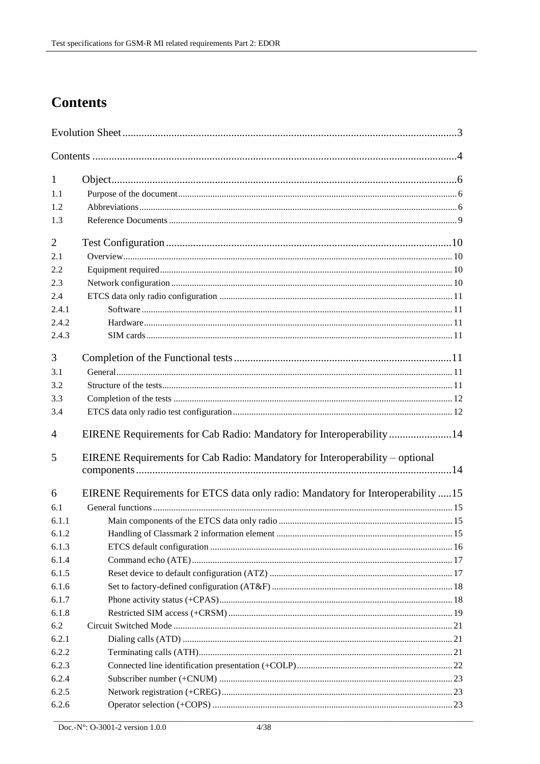# Contents

Evolution Sheet ........................................................................................................................ 3

Contents .................................................................................................................................. 4

1 Object ...................................................................................................................................... 6
- 1.1 Purpose of the document ..................................................................................................... 6
- 1.2 Abbreviations ....................................................................................................................... 6
- 1.3 Reference Documents .......................................................................................................... 9

2 Test Configuration .................................................................................................................. 10
- 2.1 Overview ............................................................................................................................. 10
- 2.2 Equipment required ............................................................................................................. 10
- 2.3 Network configuration ......................................................................................................... 10
- 2.4 ETCS data only radio configuration .................................................................................... 11
  - 2.4.1 Software ...................................................................................................................... 11
  - 2.4.2 Hardware ..................................................................................................................... 11
  - 2.4.3 SIM cards .................................................................................................................... 11

3 Completion of the Functional tests ........................................................................................ 11
- 3.1 General ................................................................................................................................ 11
- 3.2 Structure of the tests ........................................................................................................... 11
- 3.3 Completion of the tests ....................................................................................................... 12
- 3.4 ETCS data only radio test configuration ............................................................................. 12

4 EIRENE Requirements for Cab Radio: Mandatory for Interoperability ..................................... 14

5 EIRENE Requirements for Cab Radio: Mandatory for Interoperability – optional components ... 14

6 EIRENE Requirements for ETCS data only radio: Mandatory for Interoperability ..................... 15
- 6.1 General functions ................................................................................................................ 15
  - 6.1.1 Main components of the ETCS data only radio ............................................................. 15
  - 6.1.2 Handling of Classmark 2 information element .............................................................. 15
  - 6.1.3 ETCS default configuration .......................................................................................... 16
  - 6.1.4 Command echo (ATE) ................................................................................................... 17
  - 6.1.5 Reset device to default configuration (ATZ) ................................................................. 17
  - 6.1.6 Set to factory-defined configuration (AT&F) ................................................................ 18
  - 6.1.7 Phone activity status (+CPAS) ...................................................................................... 18
  - 6.1.8 Restricted SIM access (+CRSM) ................................................................................... 19
- 6.2 Circuit Switched Mode ........................................................................................................ 21
  - 6.2.1 Dialing calls (ATD) ...................................................................................................... 21
  - 6.2.2 Terminating calls (ATH) ............................................................................................... 21
  - 6.2.3 Connected line identification presentation (+COLP) ..................................................... 22
  - 6.2.4 Subscriber number (+CNUM) ....................................................................................... 23
  - 6.2.5 Network registration (+CREG) ..................................................................................... 23
  - 6.2.6 Operator selection (+COPS) .......................................................................................... 23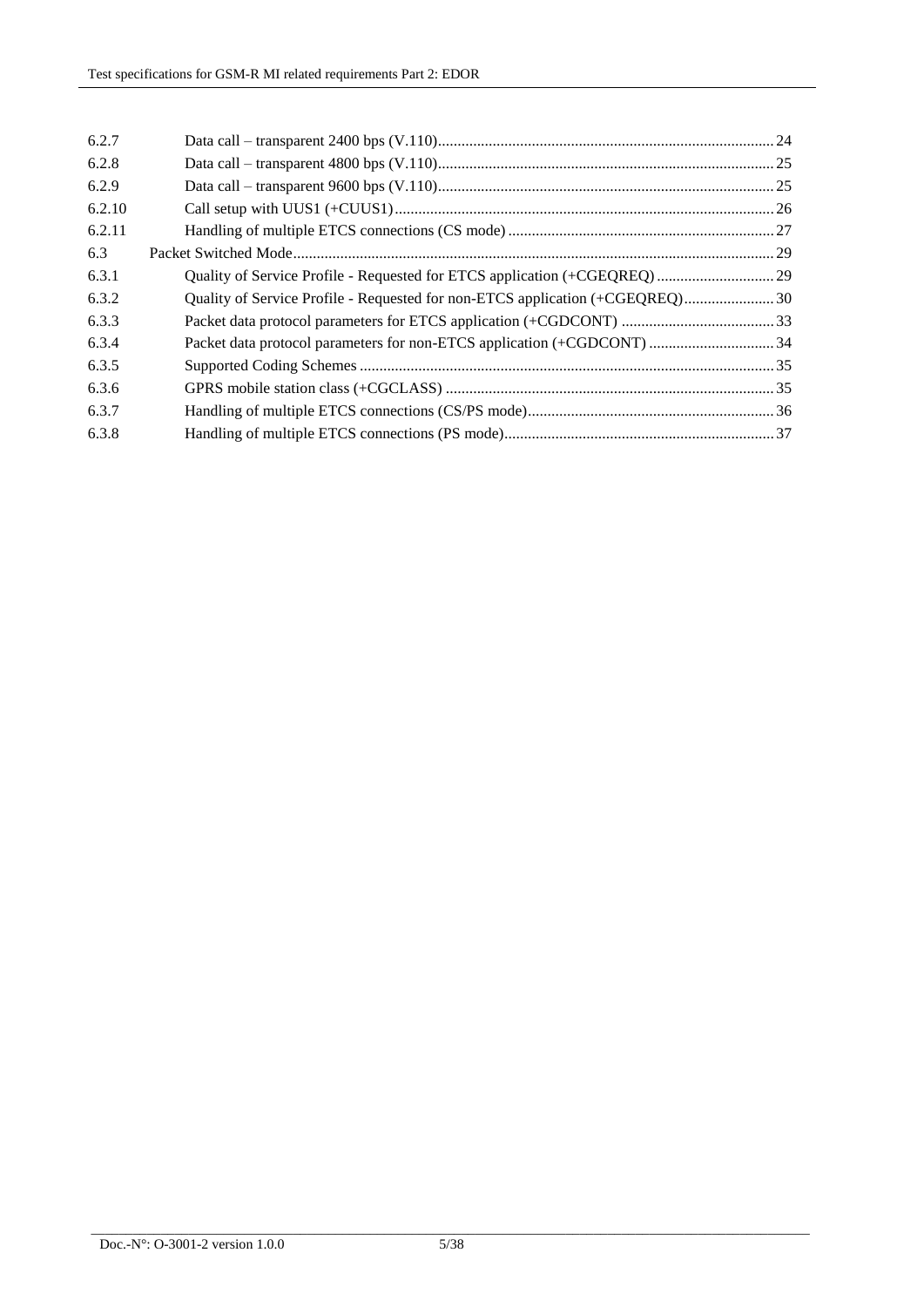| | | |
|---|---|---|
| 6.2.7 | Data call – transparent 2400 bps (V.110) | 24 |
| 6.2.8 | Data call – transparent 4800 bps (V.110) | 25 |
| 6.2.9 | Data call – transparent 9600 bps (V.110) | 25 |
| 6.2.10 | Call setup with UUS1 (+CUUS1) | 26 |
| 6.2.11 | Handling of multiple ETCS connections (CS mode) | 27 |
| 6.3 | Packet Switched Mode | 29 |
| 6.3.1 | Quality of Service Profile - Requested for ETCS application (+CGEQREQ) | 29 |
| 6.3.2 | Quality of Service Profile - Requested for non-ETCS application (+CGEQREQ) | 30 |
| 6.3.3 | Packet data protocol parameters for ETCS application (+CGDCONT) | 33 |
| 6.3.4 | Packet data protocol parameters for non-ETCS application (+CGDCONT) | 34 |
| 6.3.5 | Supported Coding Schemes | 35 |
| 6.3.6 | GPRS mobile station class (+CGCLASS) | 35 |
| 6.3.7 | Handling of multiple ETCS connections (CS/PS mode) | 36 |
| 6.3.8 | Handling of multiple ETCS connections (PS mode) | 37 |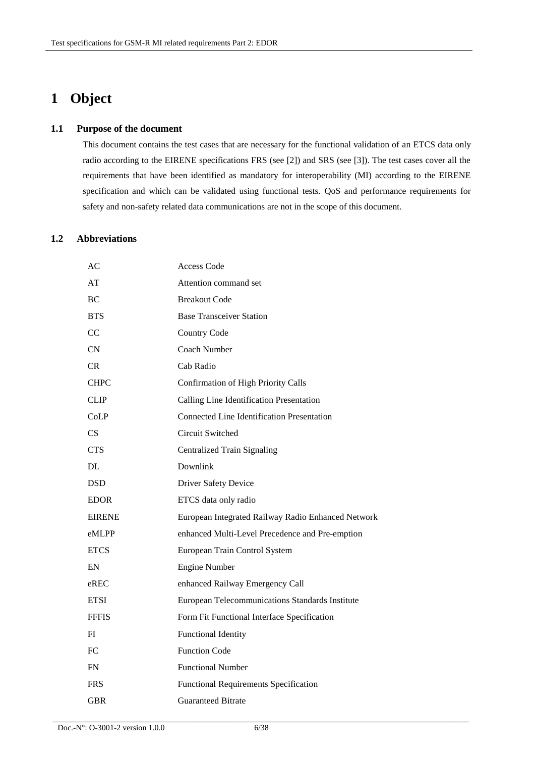# 1 Object

## 1.1 Purpose of the document

This document contains the test cases that are necessary for the functional validation of an ETCS data only radio according to the EIRENE specifications FRS (see [2]) and SRS (see [3]). The test cases cover all the requirements that have been identified as mandatory for interoperability (MI) according to the EIRENE specification and which can be validated using functional tests. QoS and performance requirements for safety and non-safety related data communications are not in the scope of this document.

## 1.2 Abbreviations

| | |
|---|---|
| AC | Access Code |
| AT | Attention command set |
| BC | Breakout Code |
| BTS | Base Transceiver Station |
| CC | Country Code |
| CN | Coach Number |
| CR | Cab Radio |
| CHPC | Confirmation of High Priority Calls |
| CLIP | Calling Line Identification Presentation |
| CoLP | Connected Line Identification Presentation |
| CS | Circuit Switched |
| CTS | Centralized Train Signaling |
| DL | Downlink |
| DSD | Driver Safety Device |
| EDOR | ETCS data only radio |
| EIRENE | European Integrated Railway Radio Enhanced Network |
| eMLPP | enhanced Multi-Level Precedence and Pre-emption |
| ETCS | European Train Control System |
| EN | Engine Number |
| eREC | enhanced Railway Emergency Call |
| ETSI | European Telecommunications Standards Institute |
| FFFIS | Form Fit Functional Interface Specification |
| FI | Functional Identity |
| FC | Function Code |
| FN | Functional Number |
| FRS | Functional Requirements Specification |
| GBR | Guaranteed Bitrate |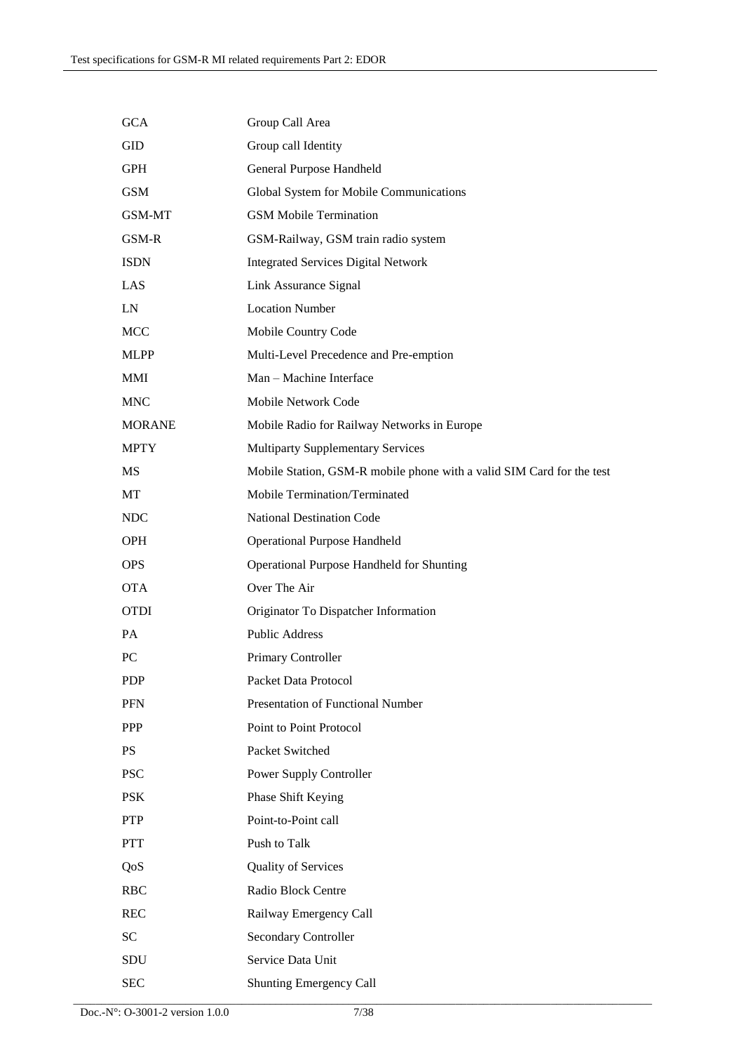| | |
|---|---|
| GCA | Group Call Area |
| GID | Group call Identity |
| GPH | General Purpose Handheld |
| GSM | Global System for Mobile Communications |
| GSM-MT | GSM Mobile Termination |
| GSM-R | GSM-Railway, GSM train radio system |
| ISDN | Integrated Services Digital Network |
| LAS | Link Assurance Signal |
| LN | Location Number |
| MCC | Mobile Country Code |
| MLPP | Multi-Level Precedence and Pre-emption |
| MMI | Man – Machine Interface |
| MNC | Mobile Network Code |
| MORANE | Mobile Radio for Railway Networks in Europe |
| MPTY | Multiparty Supplementary Services |
| MS | Mobile Station, GSM-R mobile phone with a valid SIM Card for the test |
| MT | Mobile Termination/Terminated |
| NDC | National Destination Code |
| OPH | Operational Purpose Handheld |
| OPS | Operational Purpose Handheld for Shunting |
| OTA | Over The Air |
| OTDI | Originator To Dispatcher Information |
| PA | Public Address |
| PC | Primary Controller |
| PDP | Packet Data Protocol |
| PFN | Presentation of Functional Number |
| PPP | Point to Point Protocol |
| PS | Packet Switched |
| PSC | Power Supply Controller |
| PSK | Phase Shift Keying |
| PTP | Point-to-Point call |
| PTT | Push to Talk |
| QoS | Quality of Services |
| RBC | Radio Block Centre |
| REC | Railway Emergency Call |
| SC | Secondary Controller |
| SDU | Service Data Unit |
| SEC | Shunting Emergency Call |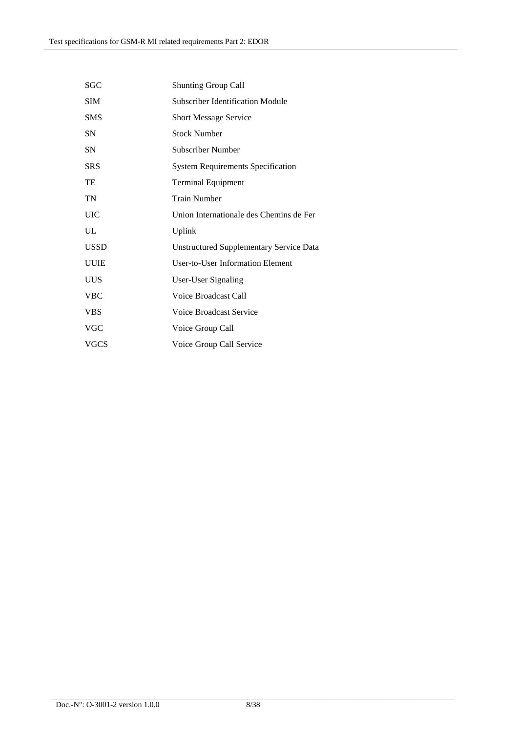| | |
|---|---|
| SGC | Shunting Group Call |
| SIM | Subscriber Identification Module |
| SMS | Short Message Service |
| SN | Stock Number |
| SN | Subscriber Number |
| SRS | System Requirements Specification |
| TE | Terminal Equipment |
| TN | Train Number |
| UIC | Union Internationale des Chemins de Fer |
| UL | Uplink |
| USSD | Unstructured Supplementary Service Data |
| UUIE | User-to-User Information Element |
| UUS | User-User Signaling |
| VBC | Voice Broadcast Call |
| VBS | Voice Broadcast Service |
| VGC | Voice Group Call |
| VGCS | Voice Group Call Service |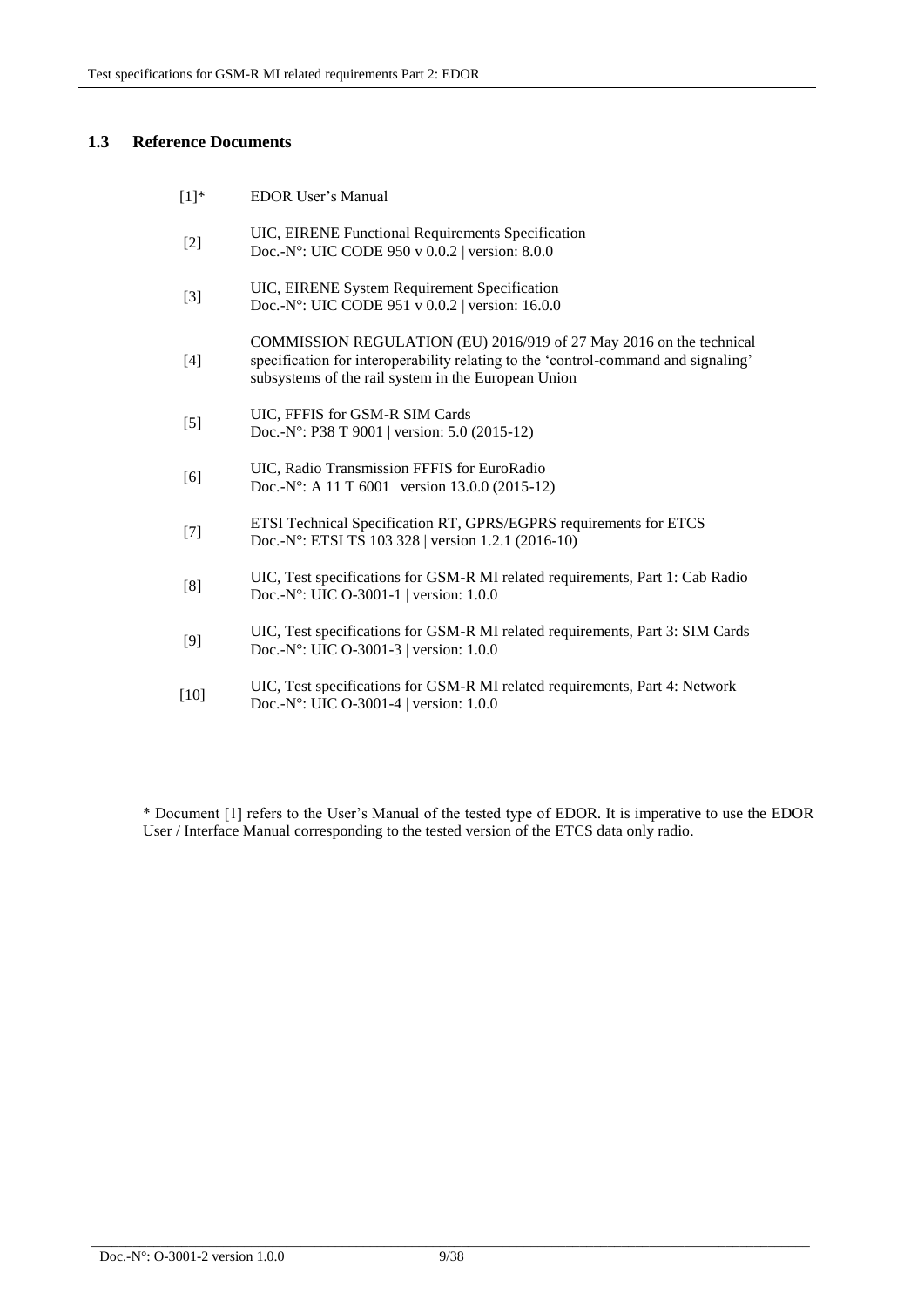### 1.3 Reference Documents

| | |
|---|---|
| [1]* | EDOR User's Manual |
| [2] | UIC, EIRENE Functional Requirements Specification<br>Doc.-N°: UIC CODE 950 v 0.0.2 \| version: 8.0.0 |
| [3] | UIC, EIRENE System Requirement Specification<br>Doc.-N°: UIC CODE 951 v 0.0.2 \| version: 16.0.0 |
| [4] | COMMISSION REGULATION (EU) 2016/919 of 27 May 2016 on the technical specification for interoperability relating to the 'control-command and signaling' subsystems of the rail system in the European Union |
| [5] | UIC, FFFIS for GSM-R SIM Cards<br>Doc.-N°: P38 T 9001 \| version: 5.0 (2015-12) |
| [6] | UIC, Radio Transmission FFFIS for EuroRadio<br>Doc.-N°: A 11 T 6001 \| version 13.0.0 (2015-12) |
| [7] | ETSI Technical Specification RT, GPRS/EGPRS requirements for ETCS<br>Doc.-N°: ETSI TS 103 328 \| version 1.2.1 (2016-10) |
| [8] | UIC, Test specifications for GSM-R MI related requirements, Part 1: Cab Radio<br>Doc.-N°: UIC O-3001-1 \| version: 1.0.0 |
| [9] | UIC, Test specifications for GSM-R MI related requirements, Part 3: SIM Cards<br>Doc.-N°: UIC O-3001-3 \| version: 1.0.0 |
| [10] | UIC, Test specifications for GSM-R MI related requirements, Part 4: Network<br>Doc.-N°: UIC O-3001-4 \| version: 1.0.0 |

* Document [1] refers to the User's Manual of the tested type of EDOR. It is imperative to use the EDOR User / Interface Manual corresponding to the tested version of the ETCS data only radio.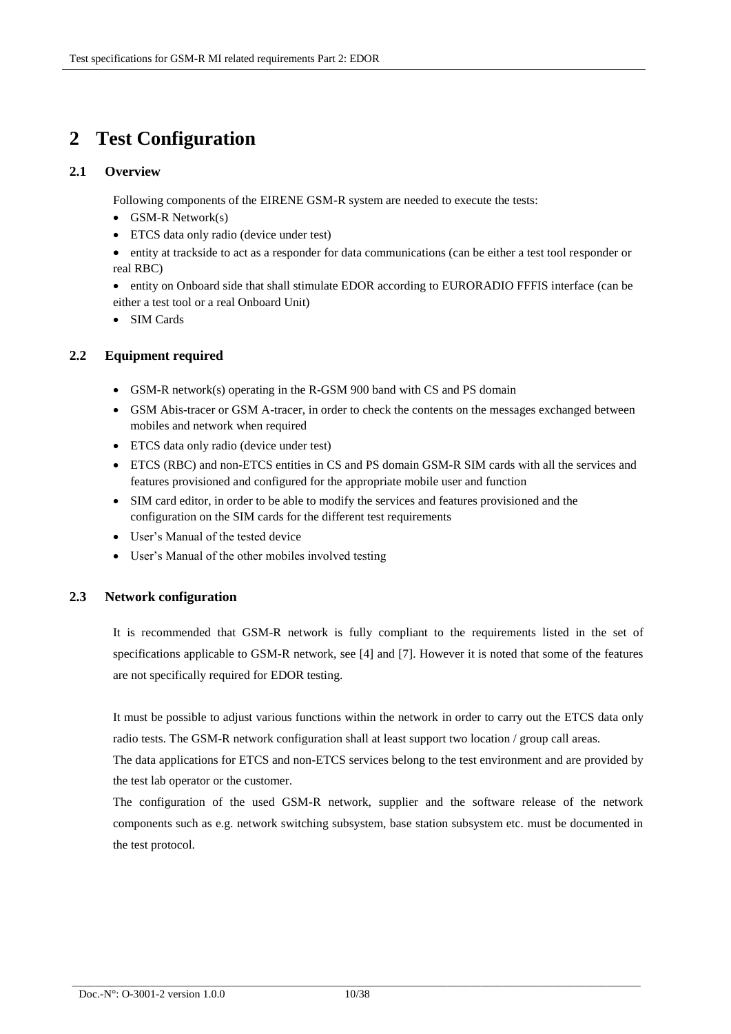# 2 Test Configuration

## 2.1 Overview

Following components of the EIRENE GSM-R system are needed to execute the tests:

- GSM-R Network(s)
- ETCS data only radio (device under test)
- entity at trackside to act as a responder for data communications (can be either a test tool responder or real RBC)
- entity on Onboard side that shall stimulate EDOR according to EURORADIO FFFIS interface (can be either a test tool or a real Onboard Unit)
- SIM Cards

## 2.2 Equipment required

- GSM-R network(s) operating in the R-GSM 900 band with CS and PS domain
- GSM Abis-tracer or GSM A-tracer, in order to check the contents on the messages exchanged between mobiles and network when required
- ETCS data only radio (device under test)
- ETCS (RBC) and non-ETCS entities in CS and PS domain GSM-R SIM cards with all the services and features provisioned and configured for the appropriate mobile user and function
- SIM card editor, in order to be able to modify the services and features provisioned and the configuration on the SIM cards for the different test requirements
- User's Manual of the tested device
- User's Manual of the other mobiles involved testing

## 2.3 Network configuration

It is recommended that GSM-R network is fully compliant to the requirements listed in the set of specifications applicable to GSM-R network, see [4] and [7]. However it is noted that some of the features are not specifically required for EDOR testing.

It must be possible to adjust various functions within the network in order to carry out the ETCS data only radio tests. The GSM-R network configuration shall at least support two location / group call areas.

The data applications for ETCS and non-ETCS services belong to the test environment and are provided by the test lab operator or the customer.

The configuration of the used GSM-R network, supplier and the software release of the network components such as e.g. network switching subsystem, base station subsystem etc. must be documented in the test protocol.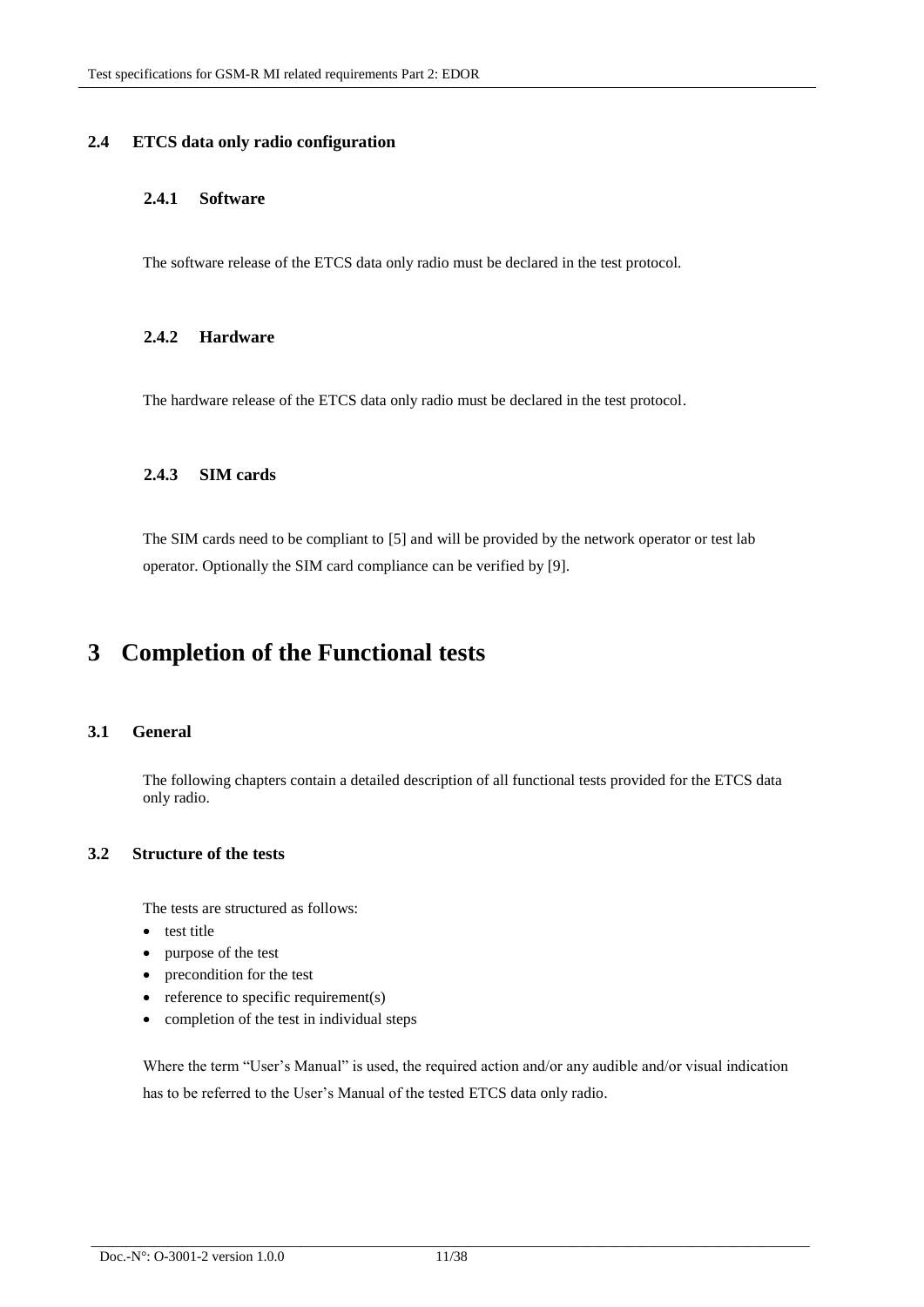## 2.4 ETCS data only radio configuration

### 2.4.1 Software

The software release of the ETCS data only radio must be declared in the test protocol.

### 2.4.2 Hardware

The hardware release of the ETCS data only radio must be declared in the test protocol.

### 2.4.3 SIM cards

The SIM cards need to be compliant to [5] and will be provided by the network operator or test lab operator. Optionally the SIM card compliance can be verified by [9].

# 3 Completion of the Functional tests

## 3.1 General

The following chapters contain a detailed description of all functional tests provided for the ETCS data only radio.

## 3.2 Structure of the tests

The tests are structured as follows:

- test title
- purpose of the test
- precondition for the test
- reference to specific requirement(s)
- completion of the test in individual steps

Where the term "User's Manual" is used, the required action and/or any audible and/or visual indication has to be referred to the User's Manual of the tested ETCS data only radio.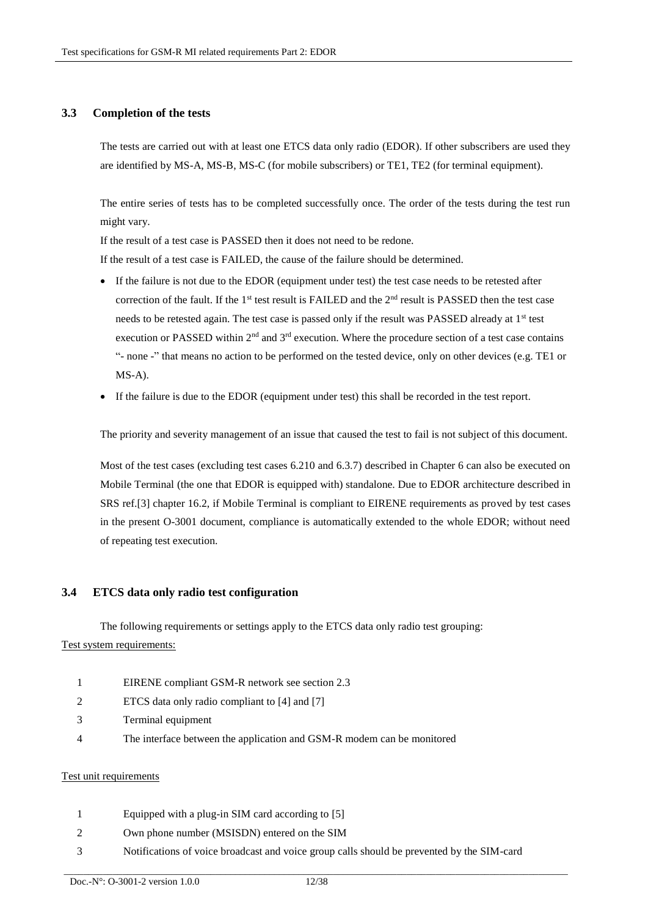## 3.3 Completion of the tests

The tests are carried out with at least one ETCS data only radio (EDOR). If other subscribers are used they are identified by MS-A, MS-B, MS-C (for mobile subscribers) or TE1, TE2 (for terminal equipment).

The entire series of tests has to be completed successfully once. The order of the tests during the test run might vary.

If the result of a test case is PASSED then it does not need to be redone.

If the result of a test case is FAILED, the cause of the failure should be determined.

- If the failure is not due to the EDOR (equipment under test) the test case needs to be retested after correction of the fault. If the 1st test result is FAILED and the 2nd result is PASSED then the test case needs to be retested again. The test case is passed only if the result was PASSED already at 1st test execution or PASSED within 2nd and 3rd execution. Where the procedure section of a test case contains "- none -" that means no action to be performed on the tested device, only on other devices (e.g. TE1 or MS-A).
- If the failure is due to the EDOR (equipment under test) this shall be recorded in the test report.

The priority and severity management of an issue that caused the test to fail is not subject of this document.

Most of the test cases (excluding test cases 6.210 and 6.3.7) described in Chapter 6 can also be executed on Mobile Terminal (the one that EDOR is equipped with) standalone. Due to EDOR architecture described in SRS ref.[3] chapter 16.2, if Mobile Terminal is compliant to EIRENE requirements as proved by test cases in the present O-3001 document, compliance is automatically extended to the whole EDOR; without need of repeating test execution.

## 3.4 ETCS data only radio test configuration

The following requirements or settings apply to the ETCS data only radio test grouping:

Test system requirements:

| | |
|---|---|
| 1 | EIRENE compliant GSM-R network see section 2.3 |
| 2 | ETCS data only radio compliant to [4] and [7] |
| 3 | Terminal equipment |
| 4 | The interface between the application and GSM-R modem can be monitored |

Test unit requirements

| | |
|---|---|
| 1 | Equipped with a plug-in SIM card according to [5] |
| 2 | Own phone number (MSISDN) entered on the SIM |
| 3 | Notifications of voice broadcast and voice group calls should be prevented by the SIM-card |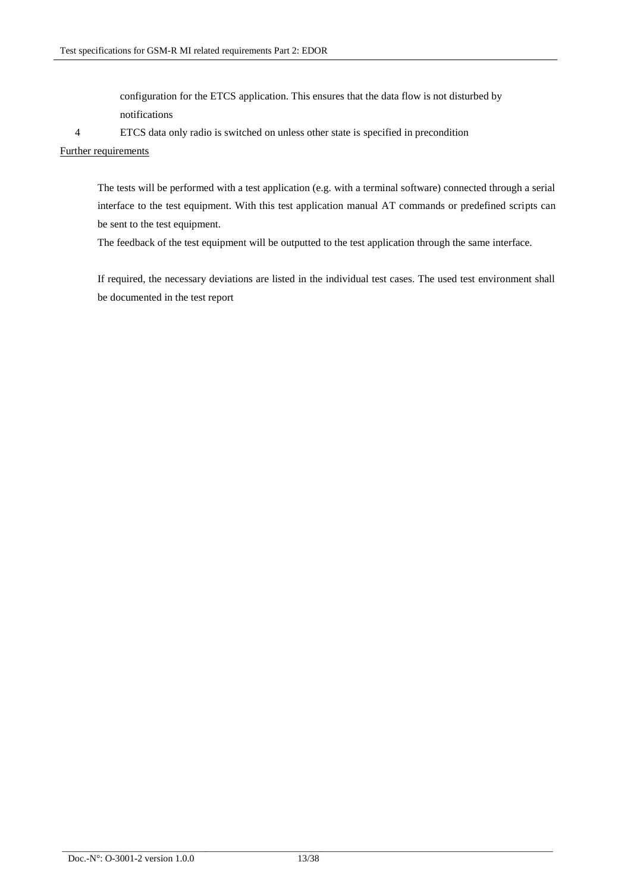configuration for the ETCS application. This ensures that the data flow is not disturbed by notifications

4 ETCS data only radio is switched on unless other state is specified in precondition

<u>Further requirements</u>

The tests will be performed with a test application (e.g. with a terminal software) connected through a serial interface to the test equipment. With this test application manual AT commands or predefined scripts can be sent to the test equipment.

The feedback of the test equipment will be outputted to the test application through the same interface.

If required, the necessary deviations are listed in the individual test cases. The used test environment shall be documented in the test report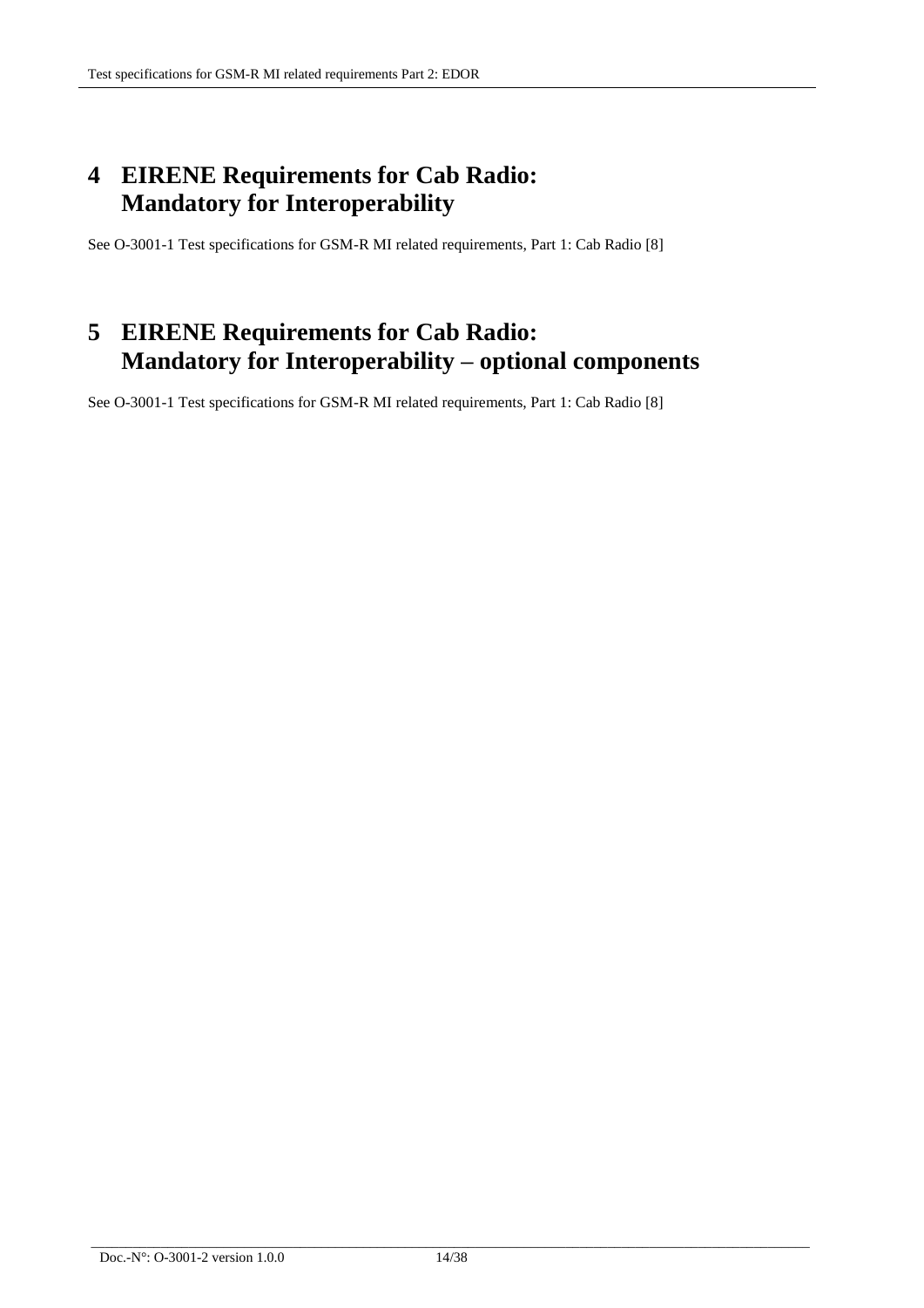# 4 EIRENE Requirements for Cab Radio: Mandatory for Interoperability

See O-3001-1 Test specifications for GSM-R MI related requirements, Part 1: Cab Radio [8]

# 5 EIRENE Requirements for Cab Radio: Mandatory for Interoperability – optional components

See O-3001-1 Test specifications for GSM-R MI related requirements, Part 1: Cab Radio [8]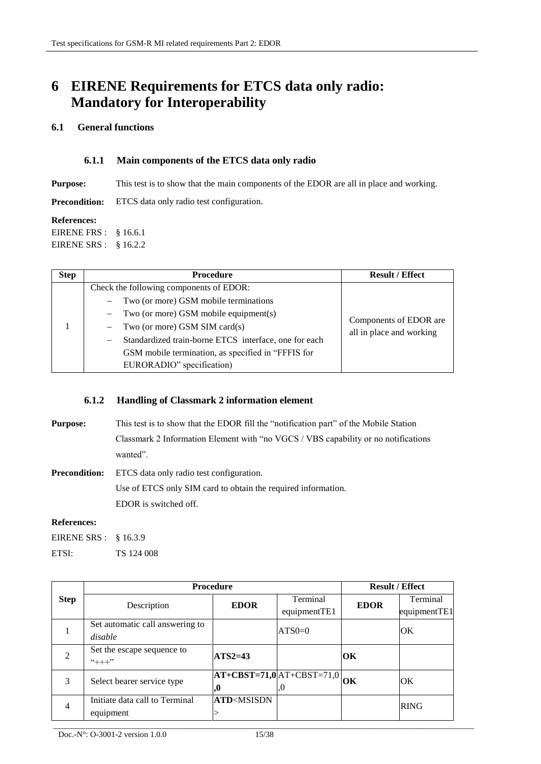# 6 EIRENE Requirements for ETCS data only radio: Mandatory for Interoperability

## 6.1 General functions

### 6.1.1 Main components of the ETCS data only radio

**Purpose:** This test is to show that the main components of the EDOR are all in place and working.

**Precondition:** ETCS data only radio test configuration.

**References:**

EIRENE FRS : § 16.6.1

EIRENE SRS : § 16.2.2

| Step | Procedure | Result / Effect |
|---|---|---|
| 1 | Check the following components of EDOR:<br>– Two (or more) GSM mobile terminations<br>– Two (or more) GSM mobile equipment(s)<br>– Two (or more) GSM SIM card(s)<br>– Standardized train-borne ETCS interface, one for each GSM mobile termination, as specified in "FFFIS for EURORADIO" specification) | Components of EDOR are all in place and working |

### 6.1.2 Handling of Classmark 2 information element

**Purpose:** This test is to show that the EDOR fill the "notification part" of the Mobile Station Classmark 2 Information Element with "no VGCS / VBS capability or no notifications wanted".

**Precondition:** ETCS data only radio test configuration.

Use of ETCS only SIM card to obtain the required information.

EDOR is switched off.

**References:**

EIRENE SRS : § 16.3.9

ETSI: TS 124 008

| Step | Procedure | | | Result / Effect | |
|---|---|---|---|---|---|
| | Description | EDOR | Terminal equipmentTE1 | EDOR | Terminal equipmentTE1 |
| 1 | Set automatic call answering to *disable* | | ATS0=0 | | OK |
| 2 | Set the escape sequence to "+++" | **ATS2=43** | | **OK** | |
| 3 | Select bearer service type | **AT+CBST=71,0,0** | AT+CBST=71,0,0 | **OK** | OK |
| 4 | Initiate data call to Terminal equipment | **ATD**<MSISDN> | | | RING |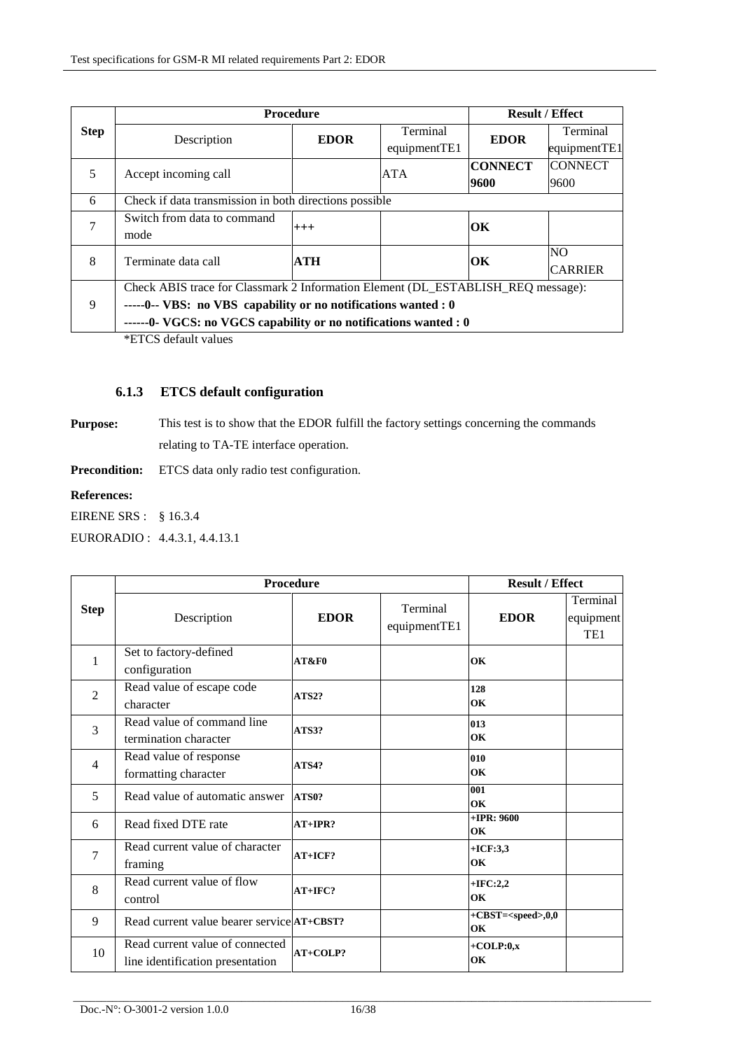| Step | Procedure | | | Result / Effect | |
|---|---|---|---|---|---|
| | Description | EDOR | Terminal equipmentTE1 | EDOR | Terminal equipmentTE1 |
| 5 | Accept incoming call | | ATA | **CONNECT 9600** | CONNECT 9600 |
| 6 | Check if data transmission in both directions possible | | | | |
| 7 | Switch from data to command mode | **+++** | | **OK** | |
| 8 | Terminate data call | **ATH** | | **OK** | NO CARRIER |
| 9 | Check ABIS trace for Classmark 2 Information Element (DL_ESTABLISH_REQ message): **-----0-- VBS: no VBS capability or no notifications wanted : 0** **------0- VGCS: no VGCS capability or no notifications wanted : 0** | | | | |

*ETCS default values

### 6.1.3 ETCS default configuration

**Purpose:** This test is to show that the EDOR fulfill the factory settings concerning the commands relating to TA-TE interface operation.

**Precondition:** ETCS data only radio test configuration.

**References:**

EIRENE SRS : § 16.3.4

EURORADIO : 4.4.3.1, 4.4.13.1

| Step | Procedure | | | Result / Effect | |
|---|---|---|---|---|---|
| | Description | EDOR | Terminal equipmentTE1 | EDOR | Terminal equipment TE1 |
| 1 | Set to factory-defined configuration | **AT&F0** | | **OK** | |
| 2 | Read value of escape code character | **ATS2?** | | **128** **OK** | |
| 3 | Read value of command line termination character | **ATS3?** | | **013** **OK** | |
| 4 | Read value of response formatting character | **ATS4?** | | **010** **OK** | |
| 5 | Read value of automatic answer | **ATS0?** | | **001** **OK** | |
| 6 | Read fixed DTE rate | **AT+IPR?** | | **+IPR: 9600** **OK** | |
| 7 | Read current value of character framing | **AT+ICF?** | | **+ICF:3,3** **OK** | |
| 8 | Read current value of flow control | **AT+IFC?** | | **+IFC:2,2** **OK** | |
| 9 | Read current value bearer service | **AT+CBST?** | | **+CBST=<speed>,0,0** **OK** | |
| 10 | Read current value of connected line identification presentation | **AT+COLP?** | | **+COLP:0,x** **OK** | |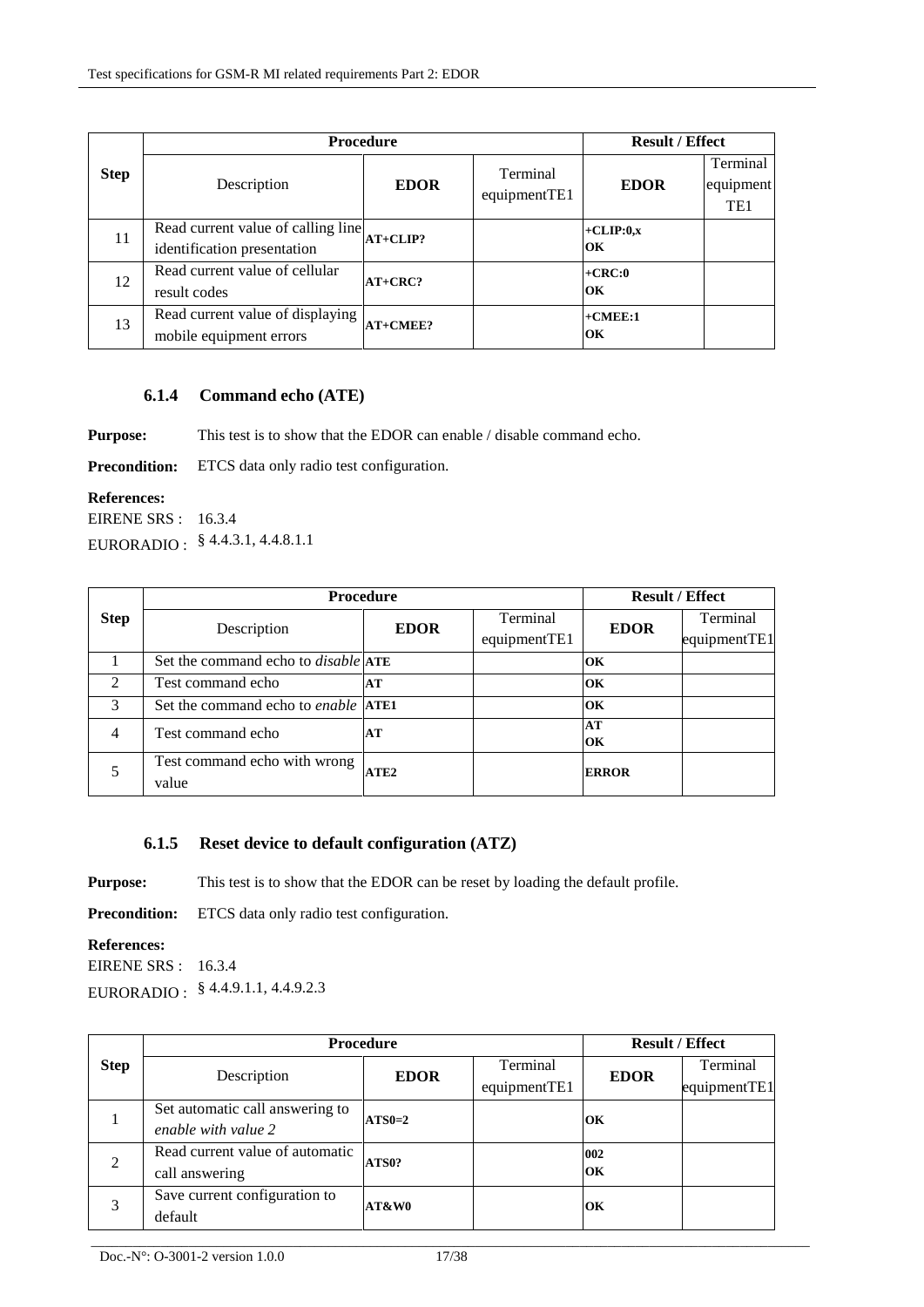| Step | Procedure | | | Result / Effect | |
|---|---|---|---|---|---|
| | Description | EDOR | Terminal equipmentTE1 | EDOR | Terminal equipment TE1 |
| 11 | Read current value of calling line identification presentation | **AT+CLIP?** | | **+CLIP:0,x**<br>**OK** | |
| 12 | Read current value of cellular result codes | **AT+CRC?** | | **+CRC:0**<br>**OK** | |
| 13 | Read current value of displaying mobile equipment errors | **AT+CMEE?** | | **+CMEE:1**<br>**OK** | |

### 6.1.4 Command echo (ATE)

**Purpose:** This test is to show that the EDOR can enable / disable command echo.

**Precondition:** ETCS data only radio test configuration.

**References:**
EIRENE SRS : 16.3.4
EURORADIO : § 4.4.3.1, 4.4.8.1.1

| Step | Procedure | | | Result / Effect | |
|---|---|---|---|---|---|
| | Description | EDOR | Terminal equipmentTE1 | EDOR | Terminal equipmentTE1 |
| 1 | Set the command echo to *disable* | **ATE** | | **OK** | |
| 2 | Test command echo | **AT** | | **OK** | |
| 3 | Set the command echo to *enable* | **ATE1** | | **OK** | |
| 4 | Test command echo | **AT** | | **AT**<br>**OK** | |
| 5 | Test command echo with wrong value | **ATE2** | | **ERROR** | |

### 6.1.5 Reset device to default configuration (ATZ)

**Purpose:** This test is to show that the EDOR can be reset by loading the default profile.

**Precondition:** ETCS data only radio test configuration.

**References:**
EIRENE SRS : 16.3.4
EURORADIO : § 4.4.9.1.1, 4.4.9.2.3

| Step | Procedure | | | Result / Effect | |
|---|---|---|---|---|---|
| | Description | EDOR | Terminal equipmentTE1 | EDOR | Terminal equipmentTE1 |
| 1 | Set automatic call answering to *enable with value 2* | **ATS0=2** | | **OK** | |
| 2 | Read current value of automatic call answering | **ATS0?** | | **002**<br>**OK** | |
| 3 | Save current configuration to default | **AT&W0** | | **OK** | |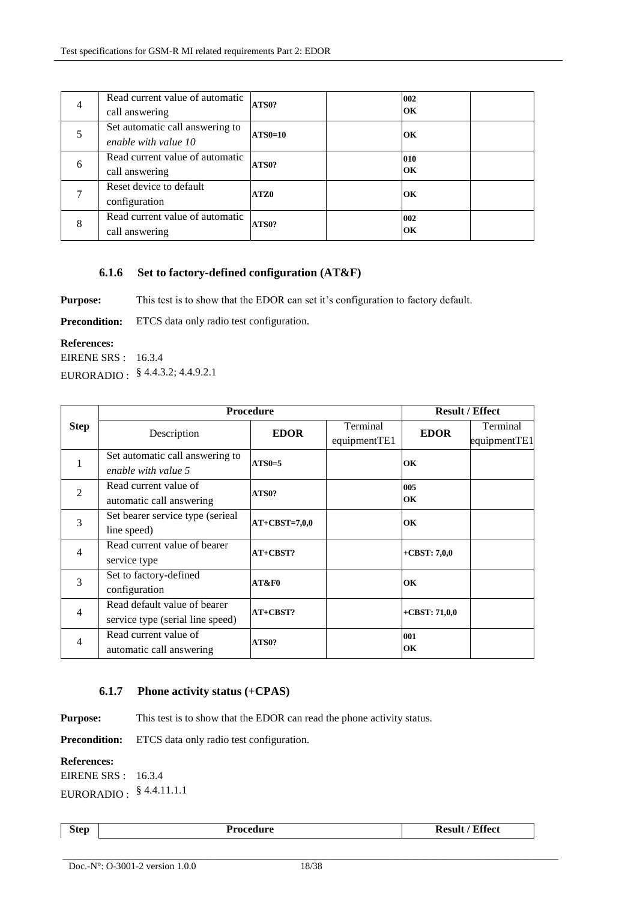| 4 | Read current value of automatic call answering | **ATS0?** | | **002**<br>**OK** | |
|---|---|---|---|---|---|
| 5 | Set automatic call answering to *enable with value 10* | **ATS0=10** | | **OK** | |
| 6 | Read current value of automatic call answering | **ATS0?** | | **010**<br>**OK** | |
| 7 | Reset device to default configuration | **ATZ0** | | **OK** | |
| 8 | Read current value of automatic call answering | **ATS0?** | | **002**<br>**OK** | |

### 6.1.6 Set to factory-defined configuration (AT&F)

**Purpose:** This test is to show that the EDOR can set it's configuration to factory default.

**Precondition:** ETCS data only radio test configuration.

**References:**

EIRENE SRS : 16.3.4

EURORADIO : § 4.4.3.2; 4.4.9.2.1

| Step | Procedure | | | Result / Effect | |
|---|---|---|---|---|---|
| | Description | EDOR | Terminal equipmentTE1 | EDOR | Terminal equipmentTE1 |
| 1 | Set automatic call answering to *enable with value 5* | **ATS0=5** | | **OK** | |
| 2 | Read current value of automatic call answering | **ATS0?** | | **005**<br>**OK** | |
| 3 | Set bearer service type (serieal line speed) | **AT+CBST=7,0,0** | | **OK** | |
| 4 | Read current value of bearer service type | **AT+CBST?** | | **+CBST: 7,0,0** | |
| 3 | Set to factory-defined configuration | **AT&F0** | | **OK** | |
| 4 | Read default value of bearer service type (serial line speed) | **AT+CBST?** | | **+CBST: 71,0,0** | |
| 4 | Read current value of automatic call answering | **ATS0?** | | **001**<br>**OK** | |

### 6.1.7 Phone activity status (+CPAS)

**Purpose:** This test is to show that the EDOR can read the phone activity status.

**Precondition:** ETCS data only radio test configuration.

**References:**

EIRENE SRS : 16.3.4

EURORADIO : § 4.4.11.1.1

| Step | Procedure | Result / Effect |
|---|---|---|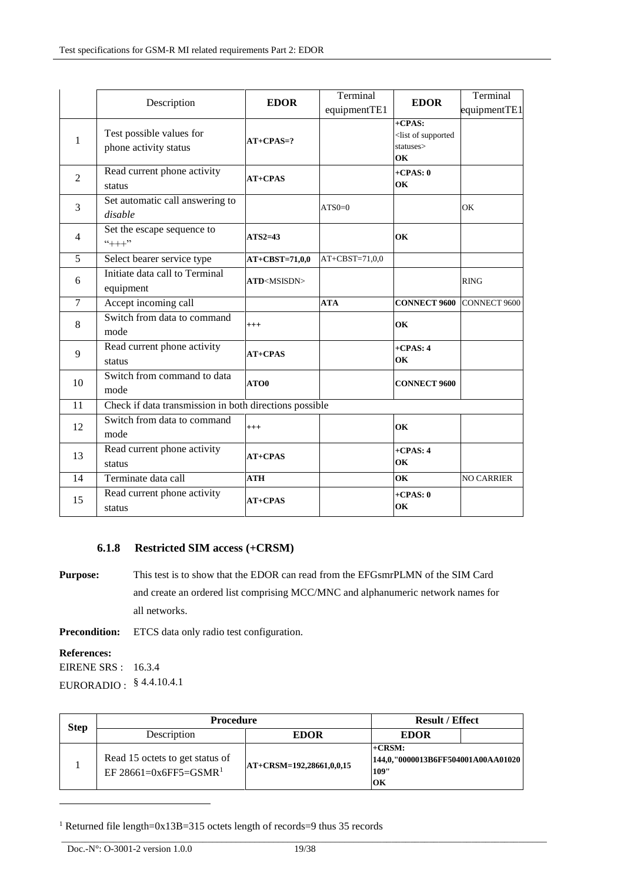| | Description | EDOR | Terminal equipmentTE1 | EDOR | Terminal equipmentTE1 |
|---|---|---|---|---|---|
| 1 | Test possible values for phone activity status | **AT+CPAS=?** | | **+CPAS:** <list of supported statuses> **OK** | |
| 2 | Read current phone activity status | **AT+CPAS** | | **+CPAS: 0** **OK** | |
| 3 | Set automatic call answering to *disable* | | ATS0=0 | | OK |
| 4 | Set the escape sequence to "+++" | **ATS2=43** | | **OK** | |
| 5 | Select bearer service type | **AT+CBST=71,0,0** | AT+CBST=71,0,0 | | |
| 6 | Initiate data call to Terminal equipment | **ATD**<MSISDN> | | | RING |
| 7 | Accept incoming call | | **ATA** | **CONNECT 9600** | CONNECT 9600 |
| 8 | Switch from data to command mode | **+++** | | **OK** | |
| 9 | Read current phone activity status | **AT+CPAS** | | **+CPAS: 4** **OK** | |
| 10 | Switch from command to data mode | **ATO0** | | **CONNECT 9600** | |
| 11 | Check if data transmission in both directions possible | | | | |
| 12 | Switch from data to command mode | **+++** | | **OK** | |
| 13 | Read current phone activity status | **AT+CPAS** | | **+CPAS: 4** **OK** | |
| 14 | Terminate data call | **ATH** | | **OK** | NO CARRIER |
| 15 | Read current phone activity status | **AT+CPAS** | | **+CPAS: 0** **OK** | |

### 6.1.8 Restricted SIM access (+CRSM)

**Purpose:** This test is to show that the EDOR can read from the EFGsmrPLMN of the SIM Card and create an ordered list comprising MCC/MNC and alphanumeric network names for all networks.

**Precondition:** ETCS data only radio test configuration.

**References:**

EIRENE SRS : 16.3.4

EURORADIO : § 4.4.10.4.1

| Step | Procedure | | Result / Effect | |
|---|---|---|---|---|
| | Description | EDOR | EDOR | |
| 1 | Read 15 octets to get status of EF 28661=0x6FF5=GSMR[1] | **AT+CRSM=192,28661,0,0,15** | **+CRSM: 144,0,"0000013B6FF504001A00AA01020109" OK** | |

[1] Returned file length=0x13B=315 octets length of records=9 thus 35 records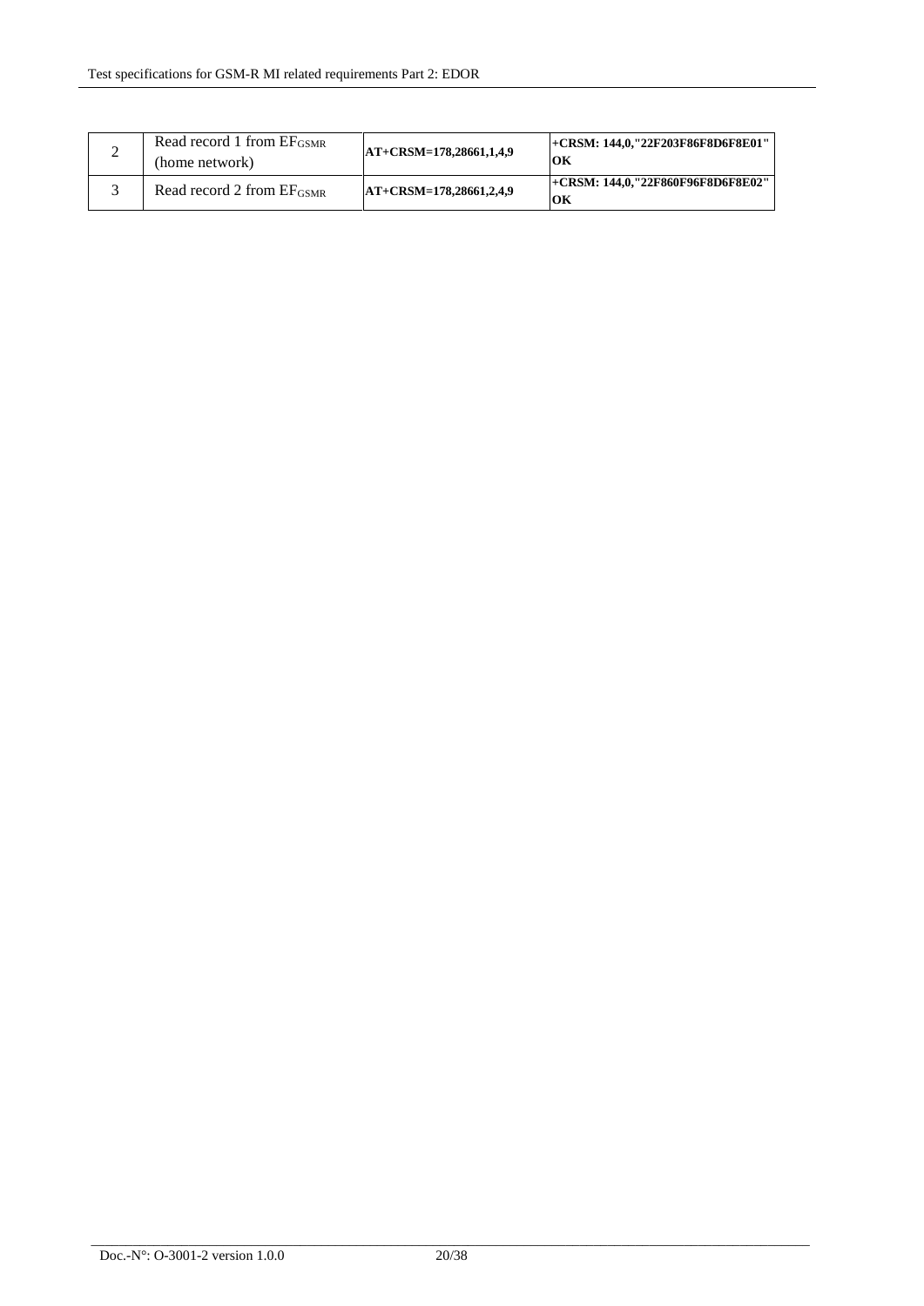| 2 | Read record 1 from $EF_{GSMR}$ (home network) | **AT+CRSM=178,28661,1,4,9** | **+CRSM: 144,0,"22F203F86F8D6F8E01"**<br>**OK** |
|---|---|---|---|
| 3 | Read record 2 from $EF_{GSMR}$ | **AT+CRSM=178,28661,2,4,9** | **+CRSM: 144,0,"22F860F96F8D6F8E02"**<br>**OK** |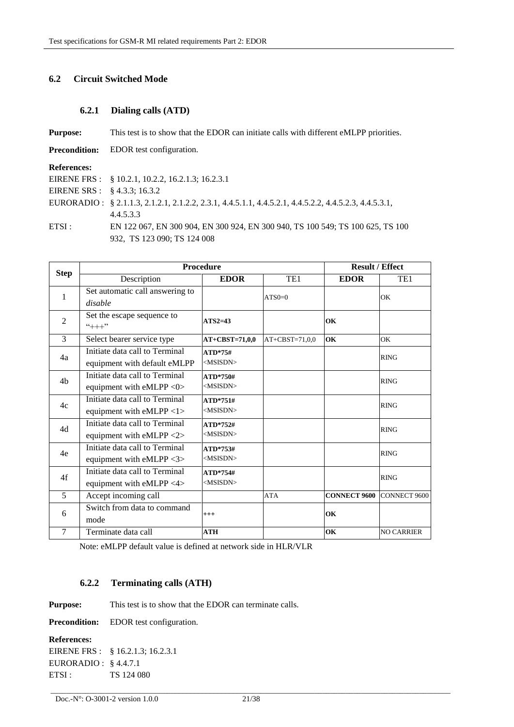## 6.2 Circuit Switched Mode

### 6.2.1 Dialing calls (ATD)

**Purpose:** This test is to show that the EDOR can initiate calls with different eMLPP priorities.

**Precondition:** EDOR test configuration.

**References:**

EIRENE FRS : § 10.2.1, 10.2.2, 16.2.1.3; 16.2.3.1
EIRENE SRS : § 4.3.3; 16.3.2
EURORADIO : § 2.1.1.3, 2.1.2.1, 2.1.2.2, 2.3.1, 4.4.5.1.1, 4.4.5.2.1, 4.4.5.2.2, 4.4.5.2.3, 4.4.5.3.1, 4.4.5.3.3
ETSI : EN 122 067, EN 300 904, EN 300 924, EN 300 940, TS 100 549; TS 100 625, TS 100 932, TS 123 090; TS 124 008

| Step | Procedure | | | Result / Effect | |
|---|---|---|---|---|---|
| | Description | **EDOR** | TE1 | **EDOR** | TE1 |
| 1 | Set automatic call answering to *disable* | | ATS0=0 | | OK |
| 2 | Set the escape sequence to "+++" | **ATS2=43** | | **OK** | |
| 3 | Select bearer service type | **AT+CBST=71,0,0** | AT+CBST=71,0,0 | **OK** | OK |
| 4a | Initiate data call to Terminal equipment with default eMLPP | **ATD*75#** <MSISDN> | | | RING |
| 4b | Initiate data call to Terminal equipment with eMLPP <0> | **ATD*750#** <MSISDN> | | | RING |
| 4c | Initiate data call to Terminal equipment with eMLPP <1> | **ATD*751#** <MSISDN> | | | RING |
| 4d | Initiate data call to Terminal equipment with eMLPP <2> | **ATD*752#** <MSISDN> | | | RING |
| 4e | Initiate data call to Terminal equipment with eMLPP <3> | **ATD*753#** <MSISDN> | | | RING |
| 4f | Initiate data call to Terminal equipment with eMLPP <4> | **ATD*754#** <MSISDN> | | | RING |
| 5 | Accept incoming call | | ATA | **CONNECT 9600** | CONNECT 9600 |
| 6 | Switch from data to command mode | **+++** | | **OK** | |
| 7 | Terminate data call | **ATH** | | **OK** | NO CARRIER |

Note: eMLPP default value is defined at network side in HLR/VLR

### 6.2.2 Terminating calls (ATH)

**Purpose:** This test is to show that the EDOR can terminate calls.

**Precondition:** EDOR test configuration.

**References:**

EIRENE FRS : § 16.2.1.3; 16.2.3.1
EURORADIO : § 4.4.7.1
ETSI : TS 124 080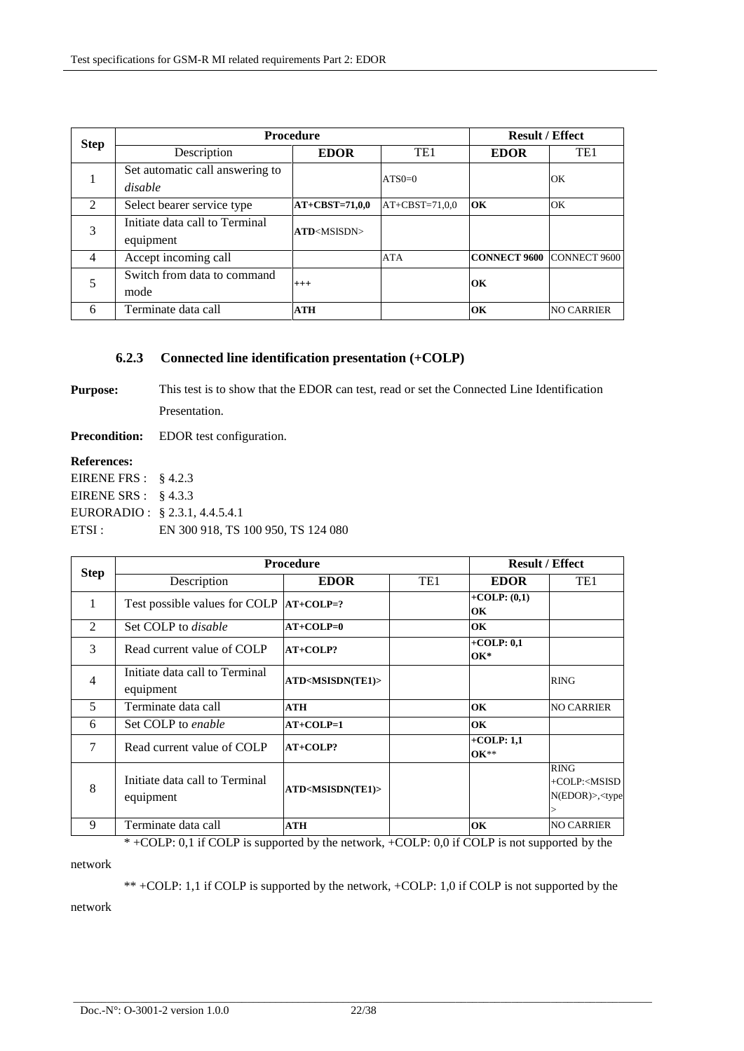| Step | Procedure | | | Result / Effect | |
|---|---|---|---|---|---|
| | Description | **EDOR** | TE1 | **EDOR** | TE1 |
| 1 | Set automatic call answering to *disable* | | ATS0=0 | | OK |
| 2 | Select bearer service type | **AT+CBST=71,0,0** | AT+CBST=71,0,0 | **OK** | OK |
| 3 | Initiate data call to Terminal equipment | **ATD**<MSISDN> | | | |
| 4 | Accept incoming call | | ATA | **CONNECT 9600** | CONNECT 9600 |
| 5 | Switch from data to command mode | **+++** | | **OK** | |
| 6 | Terminate data call | **ATH** | | **OK** | NO CARRIER |

### 6.2.3 Connected line identification presentation (+COLP)

**Purpose:** This test is to show that the EDOR can test, read or set the Connected Line Identification Presentation.

**Precondition:** EDOR test configuration.

**References:**

EIRENE FRS : § 4.2.3
EIRENE SRS : § 4.3.3
EURORADIO : § 2.3.1, 4.4.5.4.1
ETSI : EN 300 918, TS 100 950, TS 124 080

| Step | Procedure | | | Result / Effect | |
|---|---|---|---|---|---|
| | Description | **EDOR** | TE1 | **EDOR** | TE1 |
| 1 | Test possible values for COLP | **AT+COLP=?** | | **+COLP: (0,1) OK** | |
| 2 | Set COLP to *disable* | **AT+COLP=0** | | **OK** | |
| 3 | Read current value of COLP | **AT+COLP?** | | **+COLP: 0,1 OK*** | |
| 4 | Initiate data call to Terminal equipment | **ATD<MSISDN(TE1)>** | | | RING |
| 5 | Terminate data call | **ATH** | | **OK** | NO CARRIER |
| 6 | Set COLP to *enable* | **AT+COLP=1** | | **OK** | |
| 7 | Read current value of COLP | **AT+COLP?** | | **+COLP: 1,1 OK**** | |
| 8 | Initiate data call to Terminal equipment | **ATD<MSISDN(TE1)>** | | | RING +COLP:<MSISDN(EDOR)>,<type> |
| 9 | Terminate data call | **ATH** | | **OK** | NO CARRIER |

\* +COLP: 0,1 if COLP is supported by the network, +COLP: 0,0 if COLP is not supported by the network

** +COLP: 1,1 if COLP is supported by the network, +COLP: 1,0 if COLP is not supported by the network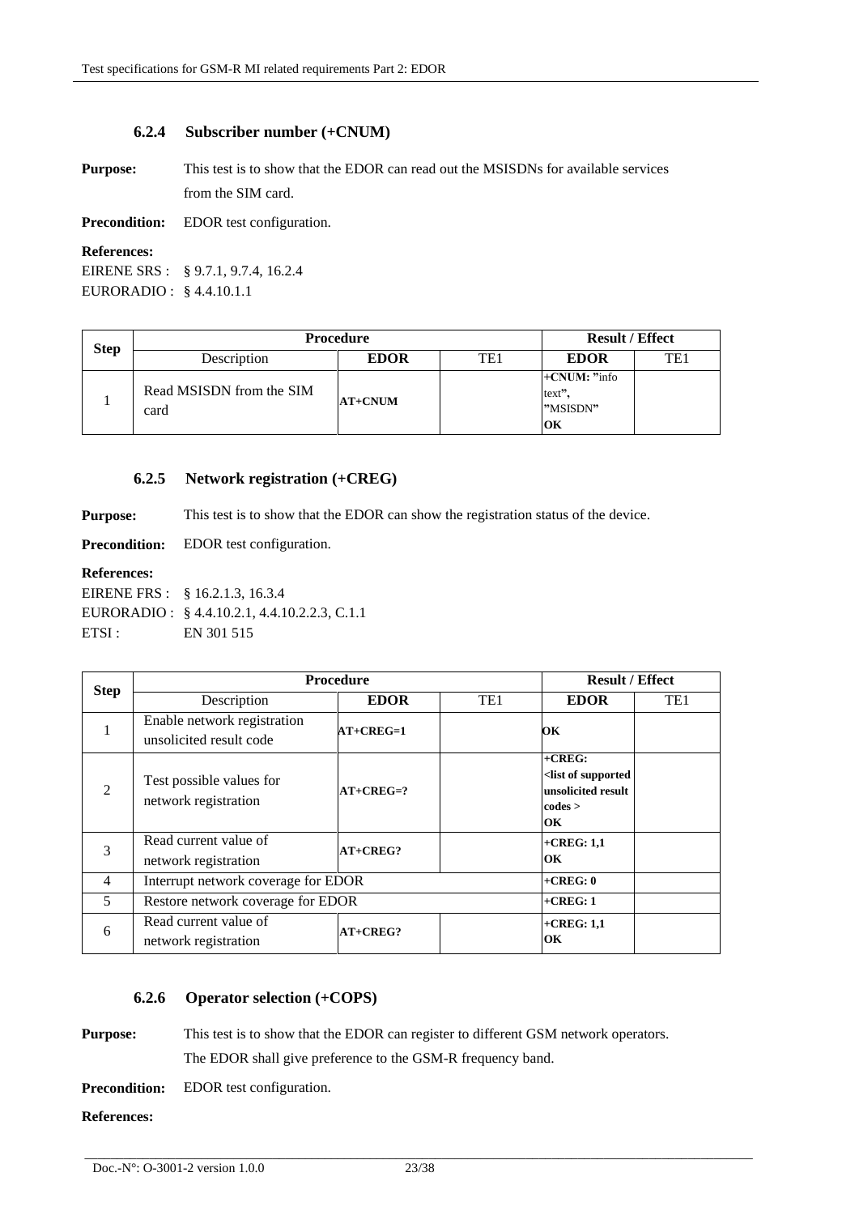### 6.2.4 Subscriber number (+CNUM)

**Purpose:** This test is to show that the EDOR can read out the MSISDNs for available services from the SIM card.

**Precondition:** EDOR test configuration.

**References:**

EIRENE SRS : § 9.7.1, 9.7.4, 16.2.4
EURORADIO : § 4.4.10.1.1

| Step | Procedure | | | Result / Effect | |
|---|---|---|---|---|---|
| | Description | EDOR | TE1 | EDOR | TE1 |
| 1 | Read MSISDN from the SIM card | **AT+CNUM** | | **+CNUM: "**info text**",** **"**MSISDN**"** **OK** | |

### 6.2.5 Network registration (+CREG)

**Purpose:** This test is to show that the EDOR can show the registration status of the device.

**Precondition:** EDOR test configuration.

**References:**

EIRENE FRS : § 16.2.1.3, 16.3.4
EURORADIO : § 4.4.10.2.1, 4.4.10.2.2.3, C.1.1
ETSI : EN 301 515

| Step | Procedure | | | Result / Effect | |
|---|---|---|---|---|---|
| | Description | EDOR | TE1 | EDOR | TE1 |
| 1 | Enable network registration unsolicited result code | **AT+CREG=1** | | **OK** | |
| 2 | Test possible values for network registration | **AT+CREG=?** | | **+CREG: <list of supported unsolicited result codes > OK** | |
| 3 | Read current value of network registration | **AT+CREG?** | | **+CREG: 1,1 OK** | |
| 4 | Interrupt network coverage for EDOR | | | **+CREG: 0** | |
| 5 | Restore network coverage for EDOR | | | **+CREG: 1** | |
| 6 | Read current value of network registration | **AT+CREG?** | | **+CREG: 1,1 OK** | |

### 6.2.6 Operator selection (+COPS)

**Purpose:** This test is to show that the EDOR can register to different GSM network operators. The EDOR shall give preference to the GSM-R frequency band.

**Precondition:** EDOR test configuration.

**References:**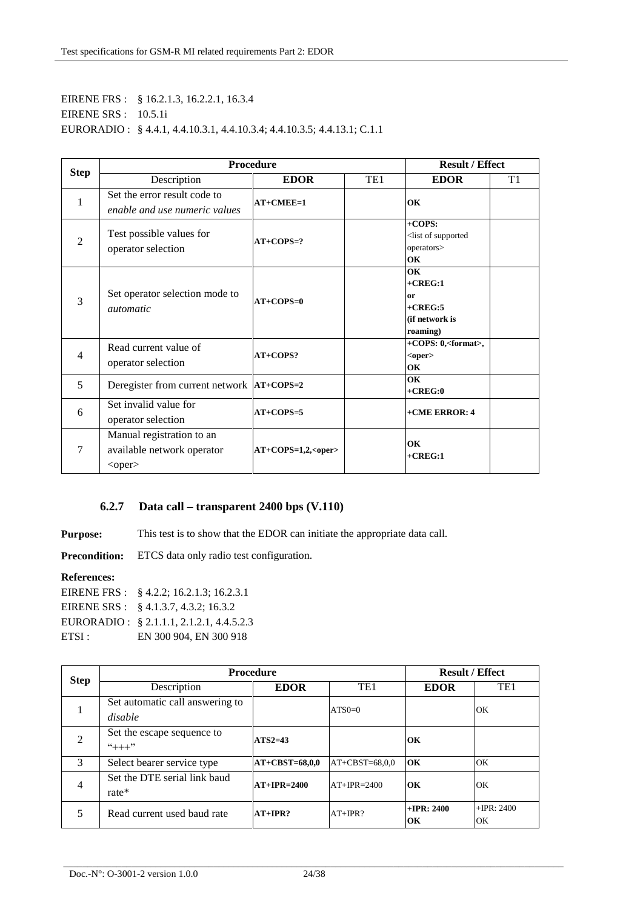EIRENE FRS : § 16.2.1.3, 16.2.2.1, 16.3.4
EIRENE SRS : 10.5.1i
EURORADIO : § 4.4.1, 4.4.10.3.1, 4.4.10.3.4; 4.4.10.3.5; 4.4.13.1; C.1.1

| Step | Procedure | | | Result / Effect | |
|---|---|---|---|---|---|
| | Description | **EDOR** | TE1 | **EDOR** | T1 |
| 1 | Set the error result code to *enable and use numeric values* | **AT+CMEE=1** | | **OK** | |
| 2 | Test possible values for operator selection | **AT+COPS=?** | | **+COPS:** <list of supported operators> **OK** | |
| 3 | Set operator selection mode to *automatic* | **AT+COPS=0** | | **OK** **+CREG:1** **or** **+CREG:5** **(if network is roaming)** | |
| 4 | Read current value of operator selection | **AT+COPS?** | | **+COPS: 0,<format>, <oper>** **OK** | |
| 5 | Deregister from current network | **AT+COPS=2** | | **OK** **+CREG:0** | |
| 6 | Set invalid value for operator selection | **AT+COPS=5** | | **+CME ERROR: 4** | |
| 7 | Manual registration to an available network operator <oper> | **AT+COPS=1,2,<oper>** | | **OK** **+CREG:1** | |

### 6.2.7 Data call – transparent 2400 bps (V.110)

**Purpose:** This test is to show that the EDOR can initiate the appropriate data call.

**Precondition:** ETCS data only radio test configuration.

**References:**

EIRENE FRS : § 4.2.2; 16.2.1.3; 16.2.3.1
EIRENE SRS : § 4.1.3.7, 4.3.2; 16.3.2
EURORADIO : § 2.1.1.1, 2.1.2.1, 4.4.5.2.3
ETSI : EN 300 904, EN 300 918

| Step | Procedure | | | Result / Effect | |
|---|---|---|---|---|---|
| | Description | **EDOR** | TE1 | **EDOR** | TE1 |
| 1 | Set automatic call answering to *disable* | | ATS0=0 | | OK |
| 2 | Set the escape sequence to "+++" | **ATS2=43** | | **OK** | |
| 3 | Select bearer service type | **AT+CBST=68,0,0** | AT+CBST=68,0,0 | **OK** | OK |
| 4 | Set the DTE serial link baud rate* | **AT+IPR=2400** | AT+IPR=2400 | **OK** | OK |
| 5 | Read current used baud rate | **AT+IPR?** | AT+IPR? | **+IPR: 2400** **OK** | +IPR: 2400 OK |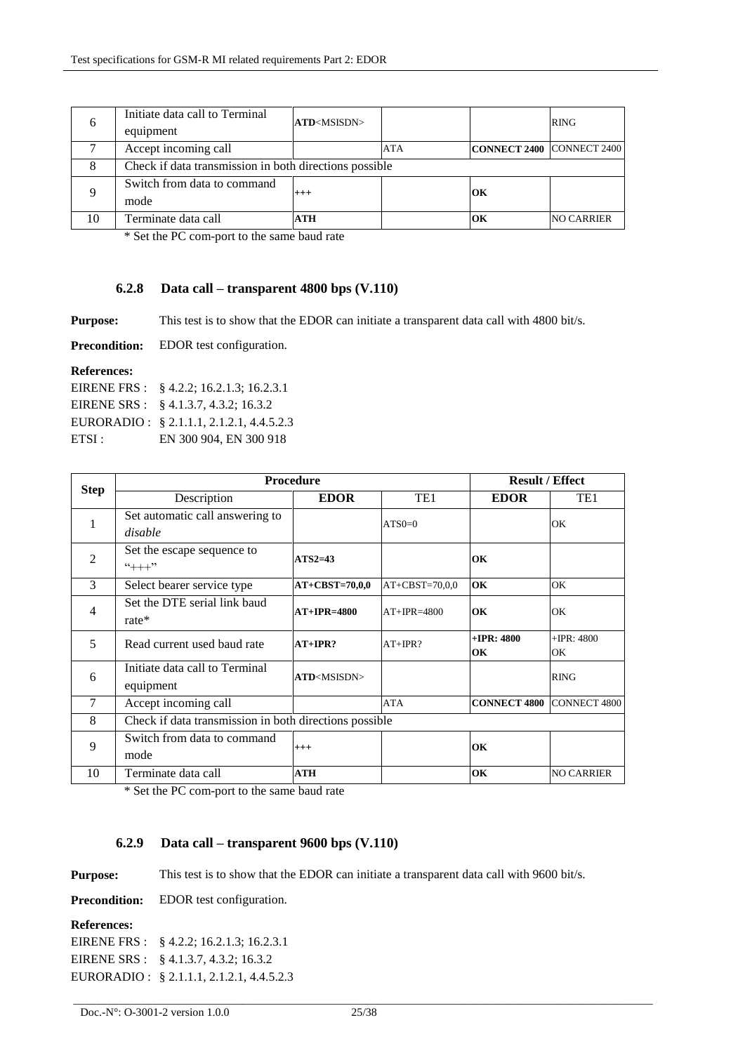| | | | | | |
|---|---|---|---|---|---|
| 6 | Initiate data call to Terminal equipment | **ATD**<MSISDN> | | | RING |
| 7 | Accept incoming call | | ATA | **CONNECT 2400** | CONNECT 2400 |
| 8 | Check if data transmission in both directions possible | | | | |
| 9 | Switch from data to command mode | **+++** | | **OK** | |
| 10 | Terminate data call | **ATH** | | **OK** | NO CARRIER |

\* Set the PC com-port to the same baud rate

### 6.2.8 Data call – transparent 4800 bps (V.110)

**Purpose:** This test is to show that the EDOR can initiate a transparent data call with 4800 bit/s.

**Precondition:** EDOR test configuration.

**References:**

EIRENE FRS : § 4.2.2; 16.2.1.3; 16.2.3.1
EIRENE SRS : § 4.1.3.7, 4.3.2; 16.3.2
EURORADIO : § 2.1.1.1, 2.1.2.1, 4.4.5.2.3
ETSI : EN 300 904, EN 300 918

| Step | Procedure | | | Result / Effect | |
|---|---|---|---|---|---|
| | Description | **EDOR** | TE1 | **EDOR** | TE1 |
| 1 | Set automatic call answering to *disable* | | ATS0=0 | | OK |
| 2 | Set the escape sequence to "+++" | **ATS2=43** | | **OK** | |
| 3 | Select bearer service type | **AT+CBST=70,0,0** | AT+CBST=70,0,0 | **OK** | OK |
| 4 | Set the DTE serial link baud rate* | **AT+IPR=4800** | AT+IPR=4800 | **OK** | OK |
| 5 | Read current used baud rate | **AT+IPR?** | AT+IPR? | **+IPR: 4800 OK** | +IPR: 4800 OK |
| 6 | Initiate data call to Terminal equipment | **ATD**<MSISDN> | | | RING |
| 7 | Accept incoming call | | ATA | **CONNECT 4800** | CONNECT 4800 |
| 8 | Check if data transmission in both directions possible | | | | |
| 9 | Switch from data to command mode | **+++** | | **OK** | |
| 10 | Terminate data call | **ATH** | | **OK** | NO CARRIER |

\* Set the PC com-port to the same baud rate

### 6.2.9 Data call – transparent 9600 bps (V.110)

**Purpose:** This test is to show that the EDOR can initiate a transparent data call with 9600 bit/s.

**Precondition:** EDOR test configuration.

**References:**

EIRENE FRS : § 4.2.2; 16.2.1.3; 16.2.3.1
EIRENE SRS : § 4.1.3.7, 4.3.2; 16.3.2
EURORADIO : § 2.1.1.1, 2.1.2.1, 4.4.5.2.3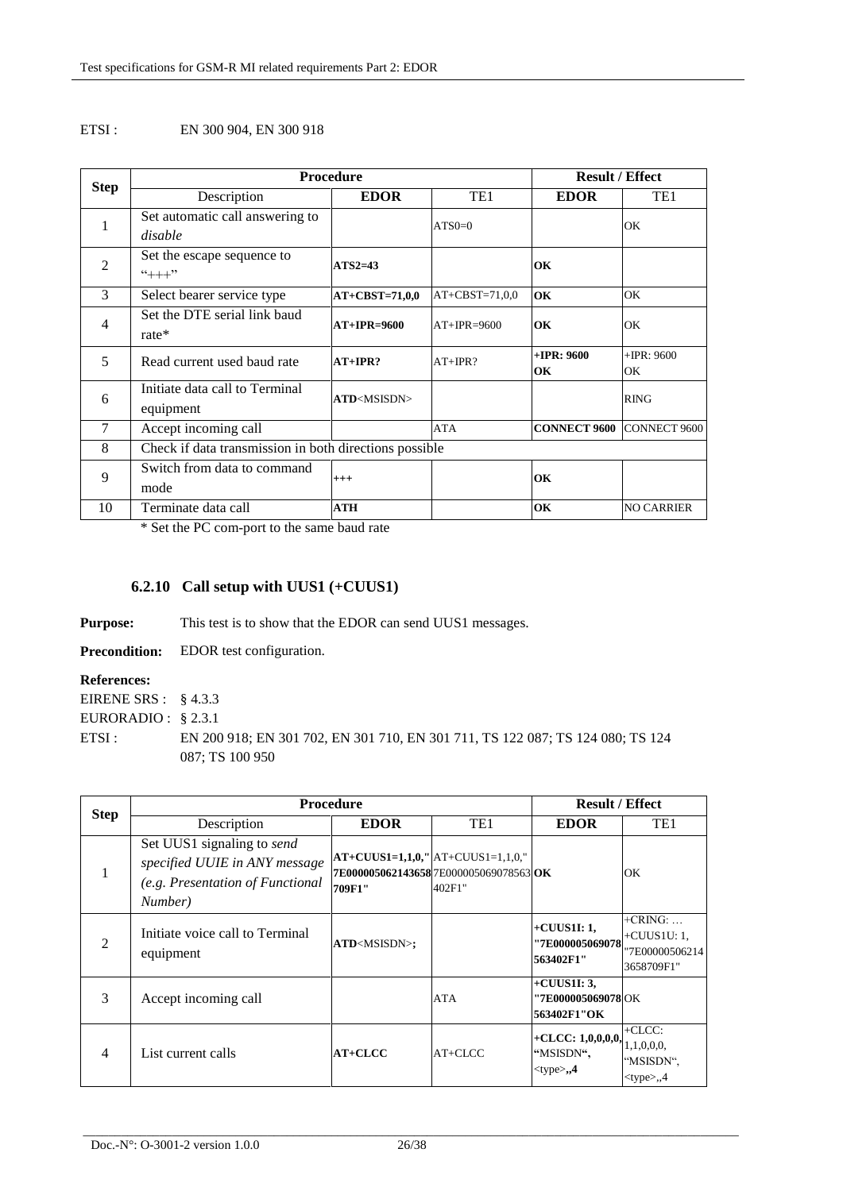ETSI : EN 300 904, EN 300 918

| Step | Procedure | | | Result / Effect | |
|---|---|---|---|---|---|
| | Description | EDOR | TE1 | EDOR | TE1 |
| 1 | Set automatic call answering to *disable* | | ATS0=0 | | OK |
| 2 | Set the escape sequence to "+++" | **ATS2=43** | | **OK** | |
| 3 | Select bearer service type | **AT+CBST=71,0,0** | AT+CBST=71,0,0 | **OK** | OK |
| 4 | Set the DTE serial link baud rate* | **AT+IPR=9600** | AT+IPR=9600 | **OK** | OK |
| 5 | Read current used baud rate | **AT+IPR?** | AT+IPR? | **+IPR: 9600 OK** | +IPR: 9600 OK |
| 6 | Initiate data call to Terminal equipment | **ATD**<MSISDN> | | | RING |
| 7 | Accept incoming call | | ATA | **CONNECT 9600** | CONNECT 9600 |
| 8 | Check if data transmission in both directions possible | | | | |
| 9 | Switch from data to command mode | **+++** | | **OK** | |
| 10 | Terminate data call | **ATH** | | **OK** | NO CARRIER |

\* Set the PC com-port to the same baud rate

### 6.2.10 Call setup with UUS1 (+CUUS1)

**Purpose:** This test is to show that the EDOR can send UUS1 messages.

**Precondition:** EDOR test configuration.

**References:**

EIRENE SRS : § 4.3.3

EURORADIO : § 2.3.1

ETSI : EN 200 918; EN 301 702, EN 301 710, EN 301 711, TS 122 087; TS 124 080; TS 124 087; TS 100 950

| Step | Procedure | | | Result / Effect | |
|---|---|---|---|---|---|
| | Description | EDOR | TE1 | EDOR | TE1 |
| 1 | Set UUS1 signaling to *send specified UUIE in ANY message (e.g. Presentation of Functional Number)* | **AT+CUUS1=1,1,0,"7E000005062143658709F1"** | AT+CUUS1=1,1,0,"7E000005069078563402F1" | **OK** | OK |
| 2 | Initiate voice call to Terminal equipment | **ATD**<MSISDN>**;** | | **+CUUS1I: 1, "7E000005069078563402F1"** | +CRING: … +CUUS1U: 1, "7E000005062143658709F1" |
| 3 | Accept incoming call | | ATA | **+CUUS1I: 3, "7E000005069078563402F1"OK** | OK |
| 4 | List current calls | **AT+CLCC** | AT+CLCC | **+CLCC: 1,0,0,0,0, "MSISDN", <type>,,4** | +CLCC: 1,1,0,0,0, "MSISDN", <type>,,4 |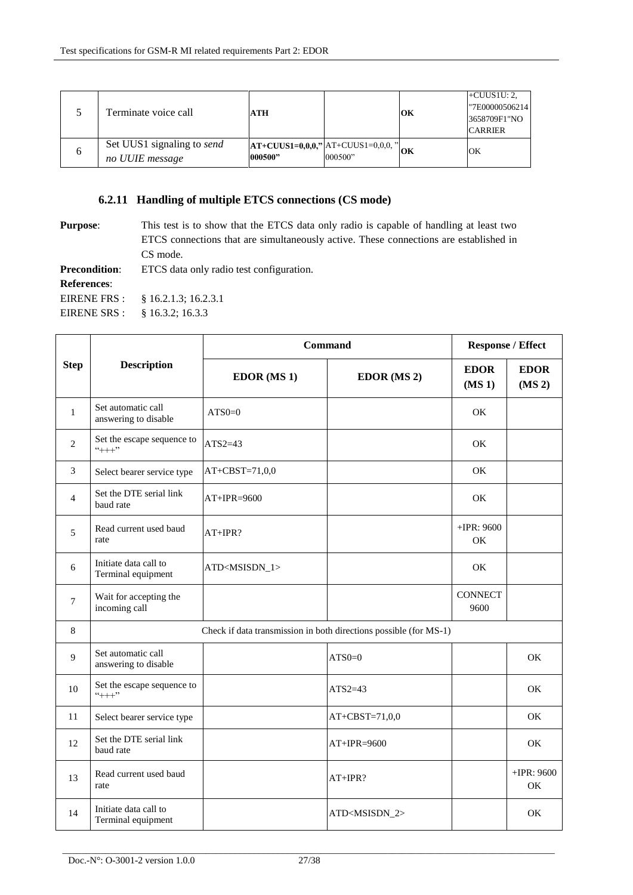| 5 | Terminate voice call | **ATH** | | **OK** | +CUUS1U: 2, "7E000005062143658709F1"NO CARRIER |
|---|---|---|---|---|---|
| 6 | Set UUS1 signaling to *send no UUIE message* | **AT+CUUS1=0,0,0,"000500"** | AT+CUUS1=0,0,0, "000500" | **OK** | OK |

### 6.2.11 Handling of multiple ETCS connections (CS mode)

**Purpose**: This test is to show that the ETCS data only radio is capable of handling at least two ETCS connections that are simultaneously active. These connections are established in CS mode.

**Precondition**: ETCS data only radio test configuration.

**References**:

EIRENE FRS : § 16.2.1.3; 16.2.3.1

EIRENE SRS : § 16.3.2; 16.3.3

| Step | Description | Command | | Response / Effect | |
|---|---|---|---|---|---|
| | | EDOR (MS 1) | EDOR (MS 2) | EDOR (MS 1) | EDOR (MS 2) |
| 1 | Set automatic call answering to disable | ATS0=0 | | OK | |
| 2 | Set the escape sequence to "+++" | ATS2=43 | | OK | |
| 3 | Select bearer service type | AT+CBST=71,0,0 | | OK | |
| 4 | Set the DTE serial link baud rate | AT+IPR=9600 | | OK | |
| 5 | Read current used baud rate | AT+IPR? | | +IPR: 9600 OK | |
| 6 | Initiate data call to Terminal equipment | ATD<MSISDN_1> | | OK | |
| 7 | Wait for accepting the incoming call | | | CONNECT 9600 | |
| 8 | Check if data transmission in both directions possible (for MS-1) | | | | |
| 9 | Set automatic call answering to disable | | ATS0=0 | | OK |
| 10 | Set the escape sequence to "+++" | | ATS2=43 | | OK |
| 11 | Select bearer service type | | AT+CBST=71,0,0 | | OK |
| 12 | Set the DTE serial link baud rate | | AT+IPR=9600 | | OK |
| 13 | Read current used baud rate | | AT+IPR? | | +IPR: 9600 OK |
| 14 | Initiate data call to Terminal equipment | | ATD<MSISDN_2> | | OK |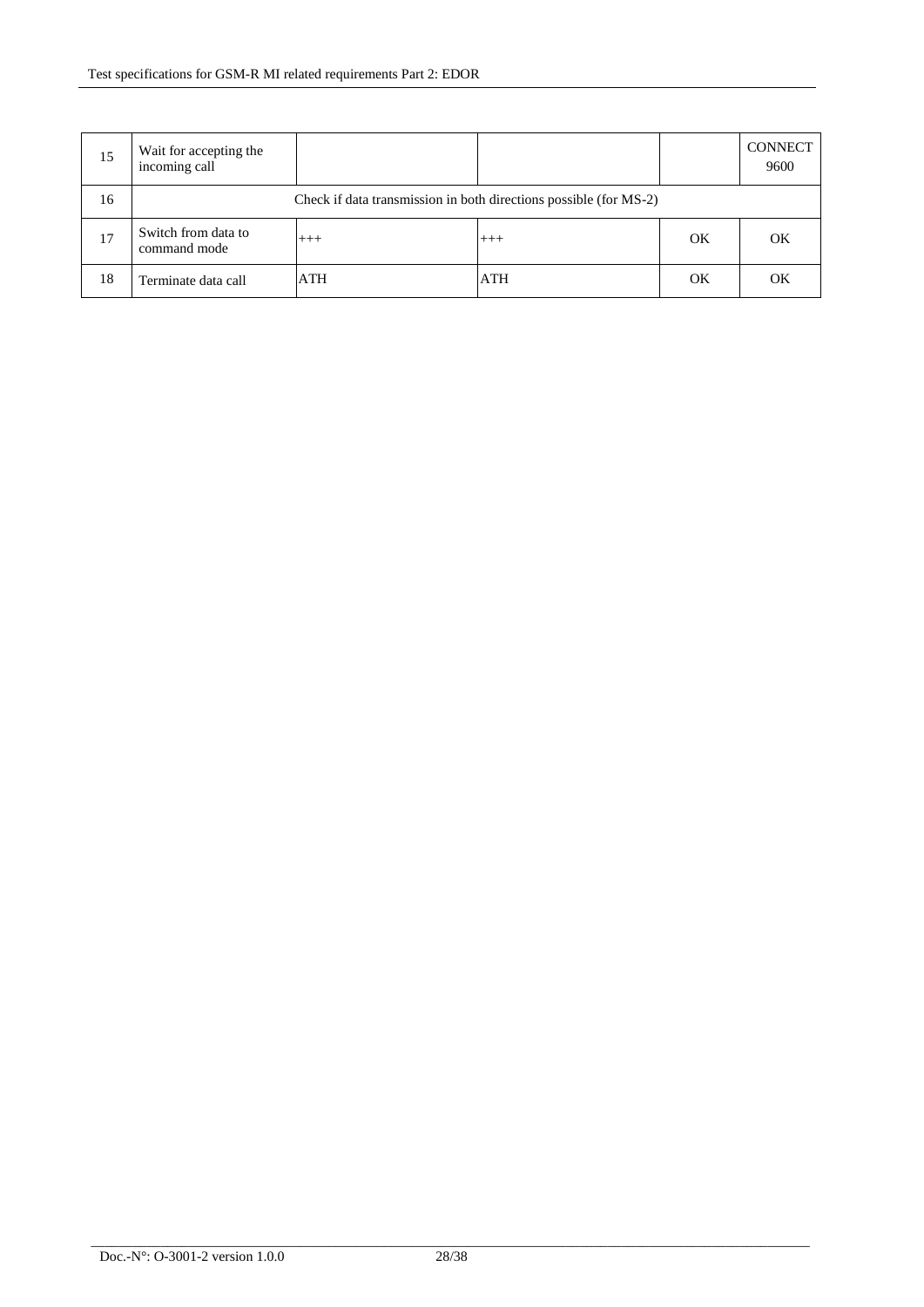| 15 | Wait for accepting the incoming call | | | | CONNECT 9600 |
|---|---|---|---|---|---|
| 16 | Check if data transmission in both directions possible (for MS-2) | | | | |
| 17 | Switch from data to command mode | +++ | +++ | OK | OK |
| 18 | Terminate data call | ATH | ATH | OK | OK |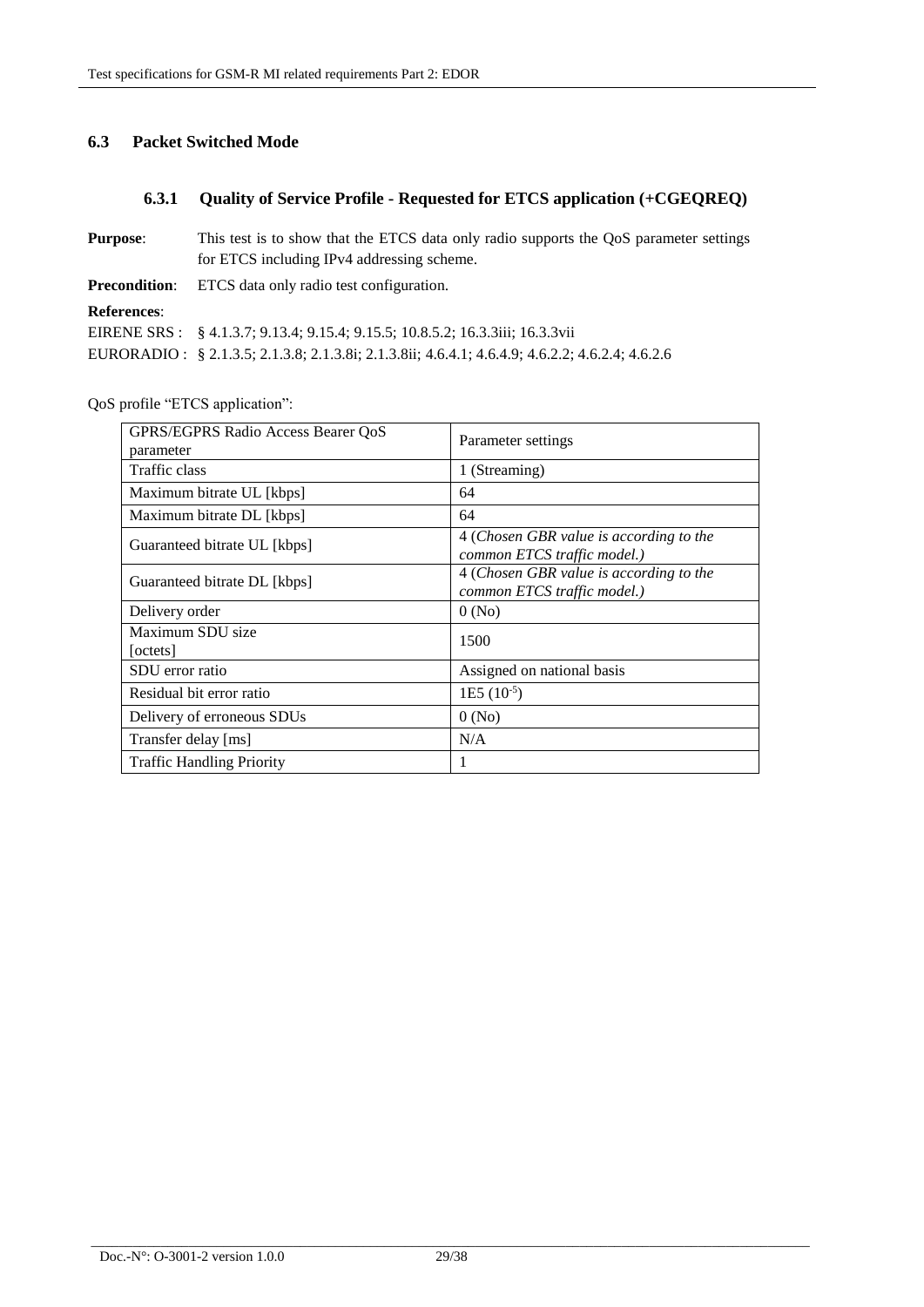## 6.3 Packet Switched Mode

### 6.3.1 Quality of Service Profile - Requested for ETCS application (+CGEQREQ)

**Purpose**: This test is to show that the ETCS data only radio supports the QoS parameter settings for ETCS including IPv4 addressing scheme.

**Precondition**: ETCS data only radio test configuration.

**References**:

EIRENE SRS : § 4.1.3.7; 9.13.4; 9.15.4; 9.15.5; 10.8.5.2; 16.3.3iii; 16.3.3vii

EURORADIO : § 2.1.3.5; 2.1.3.8; 2.1.3.8i; 2.1.3.8ii; 4.6.4.1; 4.6.4.9; 4.6.2.2; 4.6.2.4; 4.6.2.6

QoS profile "ETCS application":

| GPRS/EGPRS Radio Access Bearer QoS parameter | Parameter settings |
|---|---|
| Traffic class | 1 (Streaming) |
| Maximum bitrate UL [kbps] | 64 |
| Maximum bitrate DL [kbps] | 64 |
| Guaranteed bitrate UL [kbps] | 4 (*Chosen GBR value is according to the common ETCS traffic model.)* |
| Guaranteed bitrate DL [kbps] | 4 (*Chosen GBR value is according to the common ETCS traffic model.)* |
| Delivery order | 0 (No) |
| Maximum SDU size [octets] | 1500 |
| SDU error ratio | Assigned on national basis |
| Residual bit error ratio | 1E5 ($10^{-5}$) |
| Delivery of erroneous SDUs | 0 (No) |
| Transfer delay [ms] | N/A |
| Traffic Handling Priority | 1 |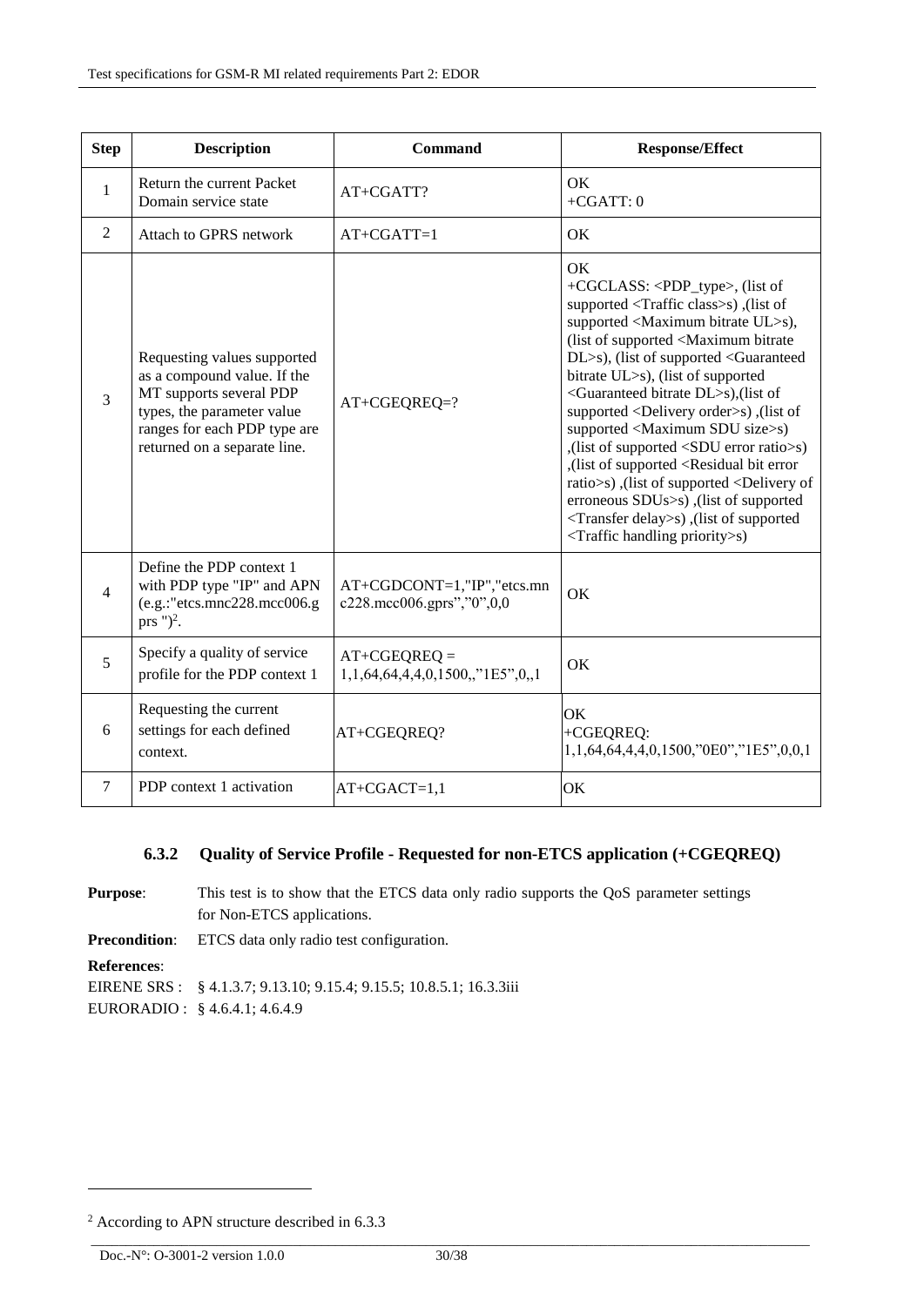| Step | Description | Command | Response/Effect |
|---|---|---|---|
| 1 | Return the current Packet Domain service state | AT+CGATT? | OK<br>+CGATT: 0 |
| 2 | Attach to GPRS network | AT+CGATT=1 | OK |
| 3 | Requesting values supported as a compound value. If the MT supports several PDP types, the parameter value ranges for each PDP type are returned on a separate line. | AT+CGEQREQ=? | OK<br>+CGCLASS: <PDP_type>, (list of supported <Traffic class>s) ,(list of supported <Maximum bitrate UL>s), (list of supported <Maximum bitrate DL>s), (list of supported <Guaranteed bitrate UL>s), (list of supported <Guaranteed bitrate DL>s),(list of supported <Delivery order>s) ,(list of supported <Maximum SDU size>s) ,(list of supported <SDU error ratio>s) ,(list of supported <Residual bit error ratio>s) ,(list of supported <Delivery of erroneous SDUs>s) ,(list of supported <Transfer delay>s) ,(list of supported <Traffic handling priority>s) |
| 4 | Define the PDP context 1 with PDP type "IP" and APN (e.g.:"etcs.mnc228.mcc006.gprs ")[2]. | AT+CGDCONT=1,"IP","etcs.mnc228.mcc006.gprs","0",0,0 | OK |
| 5 | Specify a quality of service profile for the PDP context 1 | AT+CGEQREQ = 1,1,64,64,4,4,0,1500,,"1E5",0,,1 | OK |
| 6 | Requesting the current settings for each defined context. | AT+CGEQREQ? | OK<br>+CGEQREQ: 1,1,64,64,4,4,0,1500,"0E0","1E5",0,0,1 |
| 7 | PDP context 1 activation | AT+CGACT=1,1 | OK |

### 6.3.2 Quality of Service Profile - Requested for non-ETCS application (+CGEQREQ)

**Purpose**: This test is to show that the ETCS data only radio supports the QoS parameter settings for Non-ETCS applications.

**Precondition**: ETCS data only radio test configuration.

**References**:

EIRENE SRS : § 4.1.3.7; 9.13.10; 9.15.4; 9.15.5; 10.8.5.1; 16.3.3iii

EURORADIO : § 4.6.4.1; 4.6.4.9

[2] According to APN structure described in 6.3.3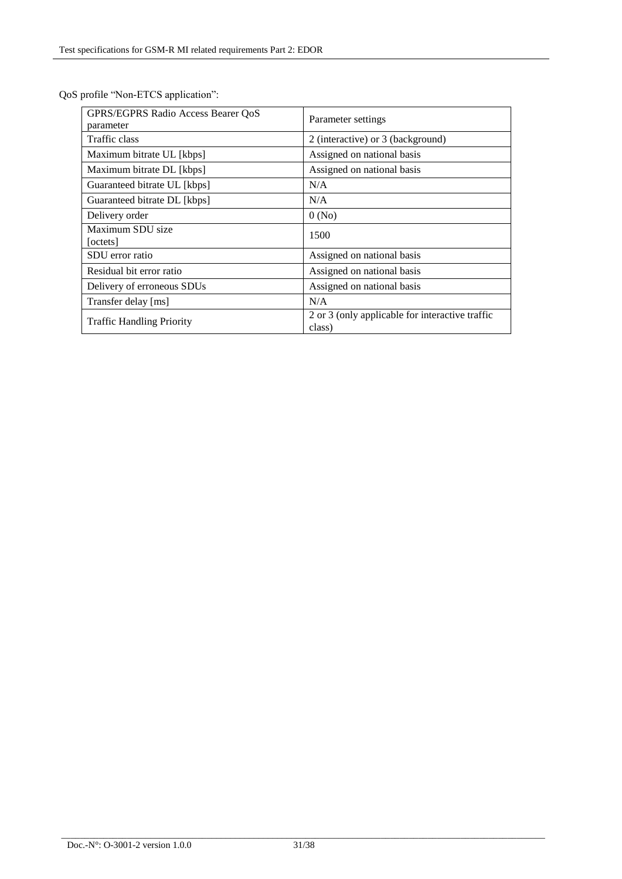QoS profile “Non-ETCS application”:

| GPRS/EGPRS Radio Access Bearer QoS parameter | Parameter settings |
|---|---|
| Traffic class | 2 (interactive) or 3 (background) |
| Maximum bitrate UL [kbps] | Assigned on national basis |
| Maximum bitrate DL [kbps] | Assigned on national basis |
| Guaranteed bitrate UL [kbps] | N/A |
| Guaranteed bitrate DL [kbps] | N/A |
| Delivery order | 0 (No) |
| Maximum SDU size [octets] | 1500 |
| SDU error ratio | Assigned on national basis |
| Residual bit error ratio | Assigned on national basis |
| Delivery of erroneous SDUs | Assigned on national basis |
| Transfer delay [ms] | N/A |
| Traffic Handling Priority | 2 or 3 (only applicable for interactive traffic class) |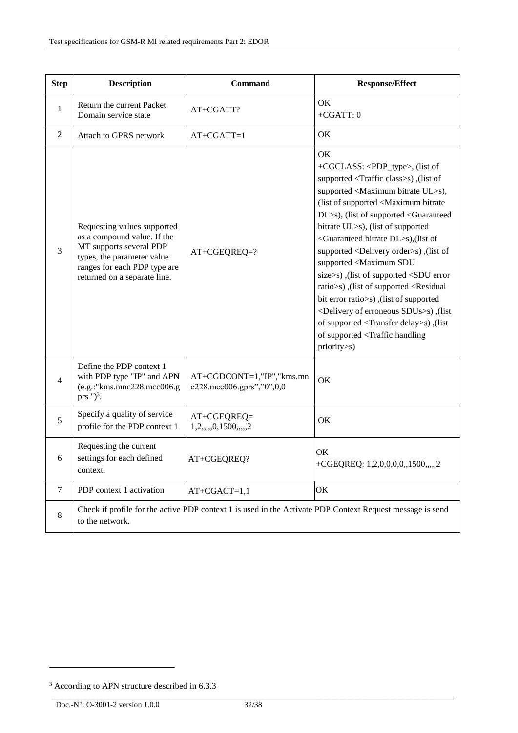| Step | Description | Command | Response/Effect |
|---|---|---|---|
| 1 | Return the current Packet Domain service state | AT+CGATT? | OK<br>+CGATT: 0 |
| 2 | Attach to GPRS network | AT+CGATT=1 | OK |
| 3 | Requesting values supported as a compound value. If the MT supports several PDP types, the parameter value ranges for each PDP type are returned on a separate line. | AT+CGEQREQ=? | OK<br>+CGCLASS: <PDP_type>, (list of supported <Traffic class>s) ,(list of supported <Maximum bitrate UL>s), (list of supported <Maximum bitrate DL>s), (list of supported <Guaranteed bitrate UL>s), (list of supported <Guaranteed bitrate DL>s),(list of supported <Delivery order>s) ,(list of supported <Maximum SDU size>s) ,(list of supported <SDU error ratio>s) ,(list of supported <Residual bit error ratio>s) ,(list of supported <Delivery of erroneous SDUs>s) ,(list of supported <Transfer delay>s) ,(list of supported <Traffic handling priority>s) |
| 4 | Define the PDP context 1 with PDP type "IP" and APN (e.g.:"kms.mnc228.mcc006.gprs ")[3]. | AT+CGDCONT=1,"IP","kms.mnc228.mcc006.gprs","0",0,0 | OK |
| 5 | Specify a quality of service profile for the PDP context 1 | AT+CGEQREQ= 1,2,,,,,0,1500,,,,,2 | OK |
| 6 | Requesting the current settings for each defined context. | AT+CGEQREQ? | OK<br>+CGEQREQ: 1,2,0,0,0,0,,1500,,,,,2 |
| 7 | PDP context 1 activation | AT+CGACT=1,1 | OK |
| 8 | Check if profile for the active PDP context 1 is used in the Activate PDP Context Request message is send to the network. | | |

[3] According to APN structure described in 6.3.3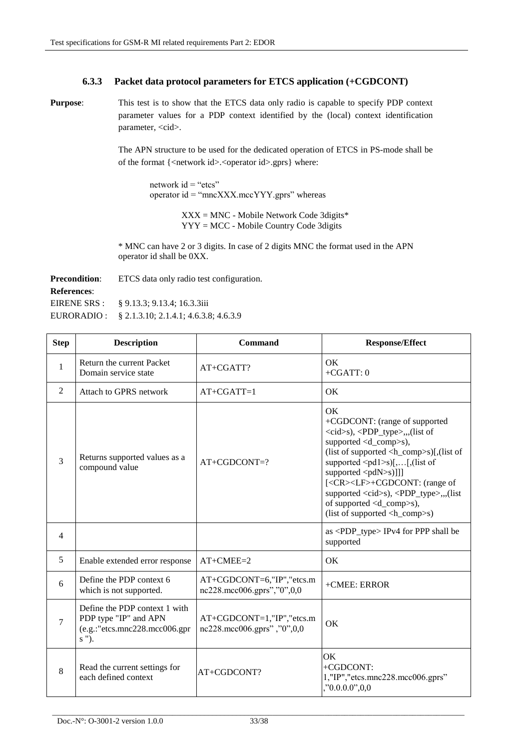### 6.3.3 Packet data protocol parameters for ETCS application (+CGDCONT)

**Purpose**: This test is to show that the ETCS data only radio is capable to specify PDP context parameter values for a PDP context identified by the (local) context identification parameter, <cid>.

The APN structure to be used for the dedicated operation of ETCS in PS-mode shall be of the format {<network id>.<operator id>.gprs} where:

network id = "etcs"
operator id = "mncXXX.mccYYY.gprs" whereas

XXX = MNC - Mobile Network Code 3digits*
YYY = MCC - Mobile Country Code 3digits

\* MNC can have 2 or 3 digits. In case of 2 digits MNC the format used in the APN operator id shall be 0XX.

**Precondition**: ETCS data only radio test configuration.

**References**:

EIRENE SRS : § 9.13.3; 9.13.4; 16.3.3iii

EURORADIO : § 2.1.3.10; 2.1.4.1; 4.6.3.8; 4.6.3.9

| Step | Description | Command | Response/Effect |
|---|---|---|---|
| 1 | Return the current Packet Domain service state | AT+CGATT? | OK<br>+CGATT: 0 |
| 2 | Attach to GPRS network | AT+CGATT=1 | OK |
| 3 | Returns supported values as a compound value | AT+CGDCONT=? | OK<br>+CGDCONT: (range of supported <cid>s), <PDP_type>,,,(list of supported <d_comp>s),<br>(list of supported <h_comp>s)[,(list of supported <pd1>s)[,…[,(list of supported <pdN>s)]]]<br>[<CR><LF>+CGDCONT: (range of supported <cid>s), <PDP_type>,,,(list of supported <d_comp>s),<br>(list of supported <h_comp>s) |
| 4 | | | as <PDP_type> IPv4 for PPP shall be supported |
| 5 | Enable extended error response | AT+CMEE=2 | OK |
| 6 | Define the PDP context 6 which is not supported. | AT+CGDCONT=6,"IP","etcs.mnc228.mcc006.gprs","0",0,0 | +CMEE: ERROR |
| 7 | Define the PDP context 1 with PDP type "IP" and APN (e.g.:"etcs.mnc228.mcc006.gprs "). | AT+CGDCONT=1,"IP","etcs.mnc228.mcc006.gprs" ,"0",0,0 | OK |
| 8 | Read the current settings for each defined context | AT+CGDCONT? | OK<br>+CGDCONT: 1,"IP","etcs.mnc228.mcc006.gprs" ,"0.0.0.0",0,0 |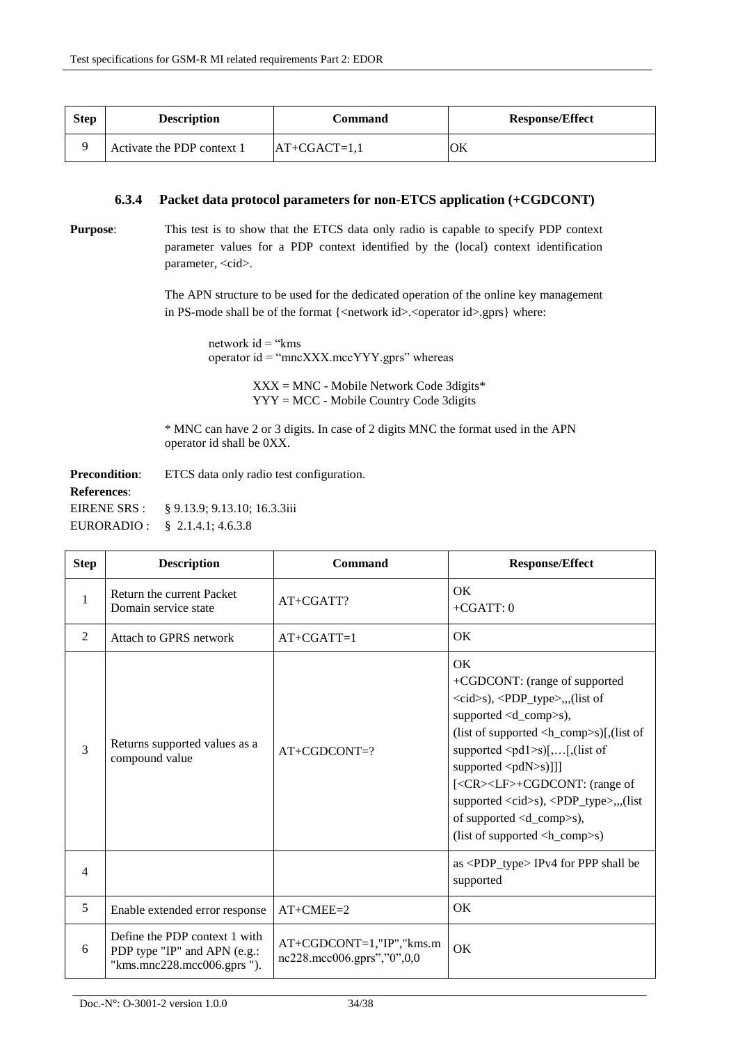| Step | Description | Command | Response/Effect |
|---|---|---|---|
| 9 | Activate the PDP context 1 | AT+CGACT=1,1 | OK |

### 6.3.4 Packet data protocol parameters for non-ETCS application (+CGDCONT)

**Purpose**: This test is to show that the ETCS data only radio is capable to specify PDP context parameter values for a PDP context identified by the (local) context identification parameter, <cid>.

The APN structure to be used for the dedicated operation of the online key management in PS-mode shall be of the format {<network id>.<operator id>.gprs} where:

network id = "kms
operator id = "mncXXX.mccYYY.gprs" whereas

XXX = MNC - Mobile Network Code 3digits*
YYY = MCC - Mobile Country Code 3digits

* MNC can have 2 or 3 digits. In case of 2 digits MNC the format used in the APN operator id shall be 0XX.

**Precondition**: ETCS data only radio test configuration.

**References**:
EIRENE SRS : § 9.13.9; 9.13.10; 16.3.3iii
EURORADIO : § 2.1.4.1; 4.6.3.8

| Step | Description | Command | Response/Effect |
|---|---|---|---|
| 1 | Return the current Packet Domain service state | AT+CGATT? | OK<br>+CGATT: 0 |
| 2 | Attach to GPRS network | AT+CGATT=1 | OK |
| 3 | Returns supported values as a compound value | AT+CGDCONT=? | OK<br>+CGDCONT: (range of supported <cid>s), <PDP_type>,,,(list of supported <d_comp>s),<br>(list of supported <h_comp>s)[,(list of supported <pd1>s)[,…[,(list of supported <pdN>s)]]]<br>[<CR><LF>+CGDCONT: (range of supported <cid>s), <PDP_type>,,,(list of supported <d_comp>s),<br>(list of supported <h_comp>s) |
| 4 | | | as <PDP_type> IPv4 for PPP shall be supported |
| 5 | Enable extended error response | AT+CMEE=2 | OK |
| 6 | Define the PDP context 1 with PDP type "IP" and APN (e.g.: "kms.mnc228.mcc006.gprs "). | AT+CGDCONT=1,"IP","kms.mnc228.mcc006.gprs","0",0,0 | OK |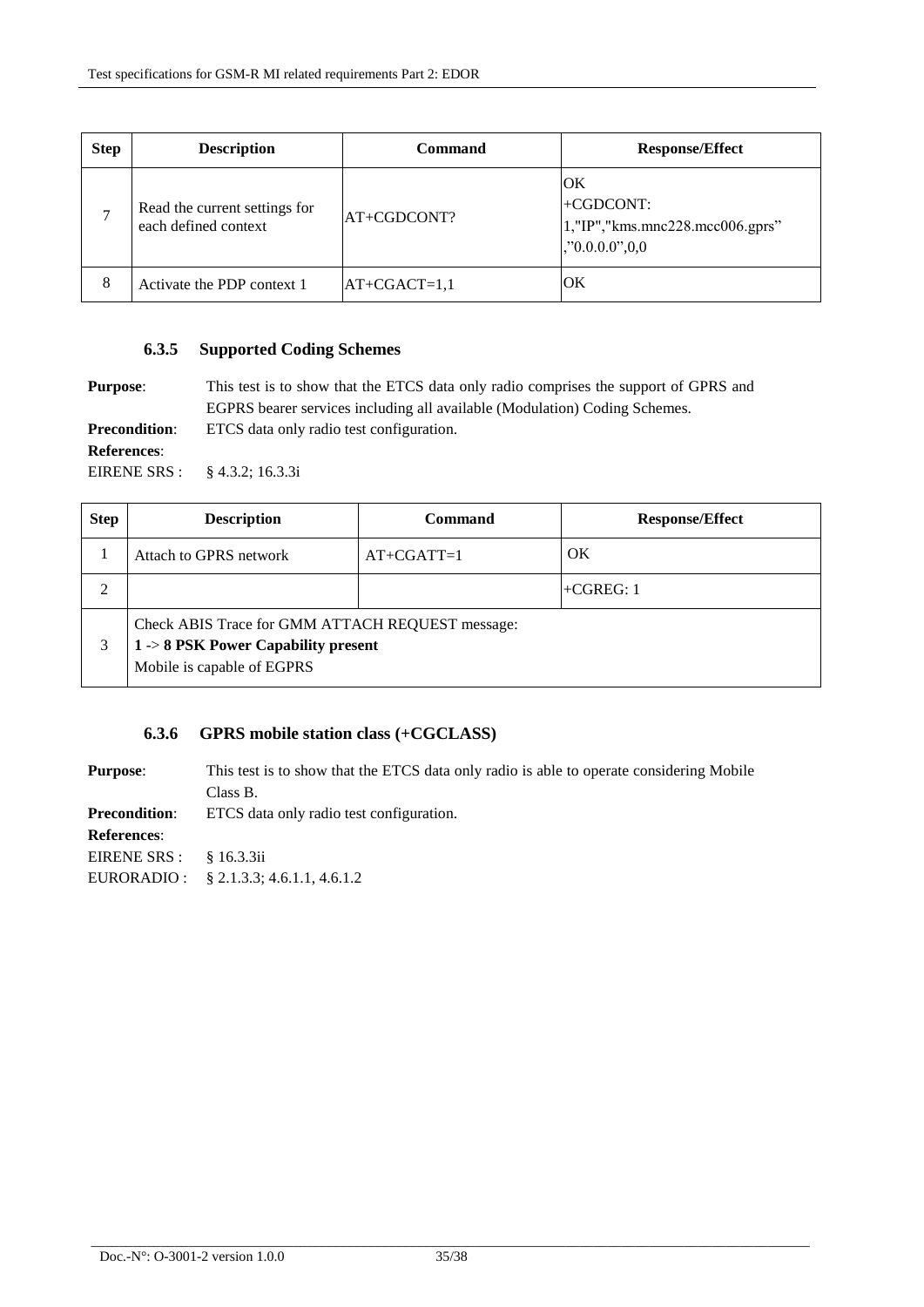| Step | Description | Command | Response/Effect |
|---|---|---|---|
| 7 | Read the current settings for each defined context | AT+CGDCONT? | OK<br>+CGDCONT:<br>1,"IP","kms.mnc228.mcc006.gprs”,”0.0.0.0”,0,0 |
| 8 | Activate the PDP context 1 | AT+CGACT=1,1 | OK |

### 6.3.5 Supported Coding Schemes

**Purpose**: This test is to show that the ETCS data only radio comprises the support of GPRS and EGPRS bearer services including all available (Modulation) Coding Schemes.

**Precondition**: ETCS data only radio test configuration.

**References**:

EIRENE SRS : § 4.3.2; 16.3.3i

| Step | Description | Command | Response/Effect |
|---|---|---|---|
| 1 | Attach to GPRS network | AT+CGATT=1 | OK |
| 2 | | | +CGREG: 1 |
| 3 | Check ABIS Trace for GMM ATTACH REQUEST message:<br>**1 -> 8 PSK Power Capability present**<br>Mobile is capable of EGPRS | | |

### 6.3.6 GPRS mobile station class (+CGCLASS)

**Purpose**: This test is to show that the ETCS data only radio is able to operate considering Mobile Class B.

**Precondition**: ETCS data only radio test configuration.

**References**:

EIRENE SRS : § 16.3.3ii

EURORADIO : § 2.1.3.3; 4.6.1.1, 4.6.1.2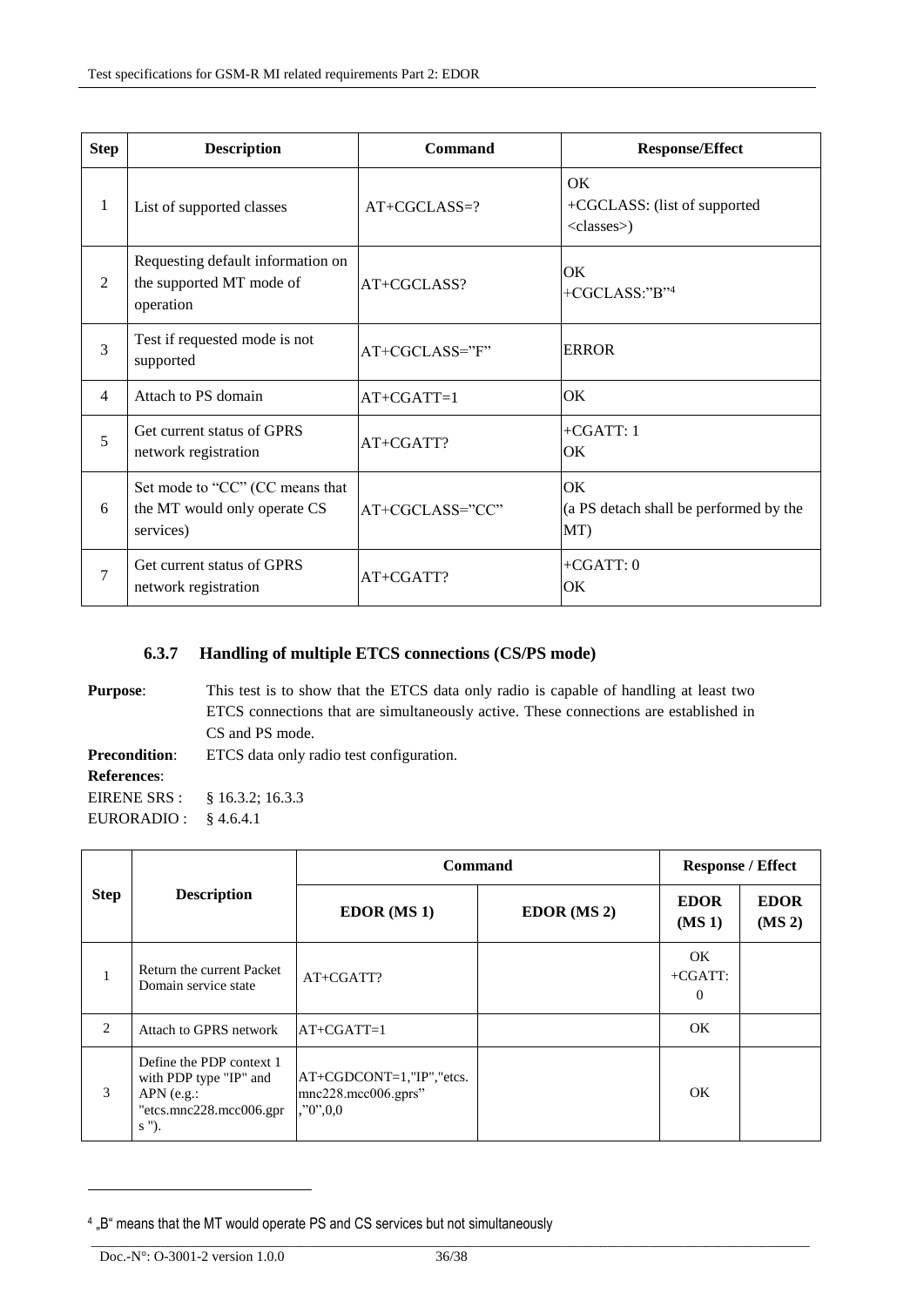| Step | Description | Command | Response/Effect |
|---|---|---|---|
| 1 | List of supported classes | AT+CGCLASS=? | OK<br>+CGCLASS: (list of supported <classes>) |
| 2 | Requesting default information on the supported MT mode of operation | AT+CGCLASS? | OK<br>+CGCLASS:"B"[4] |
| 3 | Test if requested mode is not supported | AT+CGCLASS="F" | ERROR |
| 4 | Attach to PS domain | AT+CGATT=1 | OK |
| 5 | Get current status of GPRS network registration | AT+CGATT? | +CGATT: 1<br>OK |
| 6 | Set mode to "CC" (CC means that the MT would only operate CS services) | AT+CGCLASS="CC" | OK<br>(a PS detach shall be performed by the MT) |
| 7 | Get current status of GPRS network registration | AT+CGATT? | +CGATT: 0<br>OK |

### 6.3.7 Handling of multiple ETCS connections (CS/PS mode)

**Purpose**: This test is to show that the ETCS data only radio is capable of handling at least two ETCS connections that are simultaneously active. These connections are established in CS and PS mode.

**Precondition**: ETCS data only radio test configuration.

**References**:

EIRENE SRS : § 16.3.2; 16.3.3

EURORADIO : § 4.6.4.1

| Step | Description | Command | | Response / Effect | |
|---|---|---|---|---|---|
| | | EDOR (MS 1) | EDOR (MS 2) | EDOR (MS 1) | EDOR (MS 2) |
| 1 | Return the current Packet Domain service state | AT+CGATT? | | OK<br>+CGATT: 0 | |
| 2 | Attach to GPRS network | AT+CGATT=1 | | OK | |
| 3 | Define the PDP context 1 with PDP type "IP" and APN (e.g.: "etcs.mnc228.mcc006.gprs "). | AT+CGDCONT=1,"IP","etcs.mnc228.mcc006.gprs","0",0,0 | | OK | |

[4] „B" means that the MT would operate PS and CS services but not simultaneously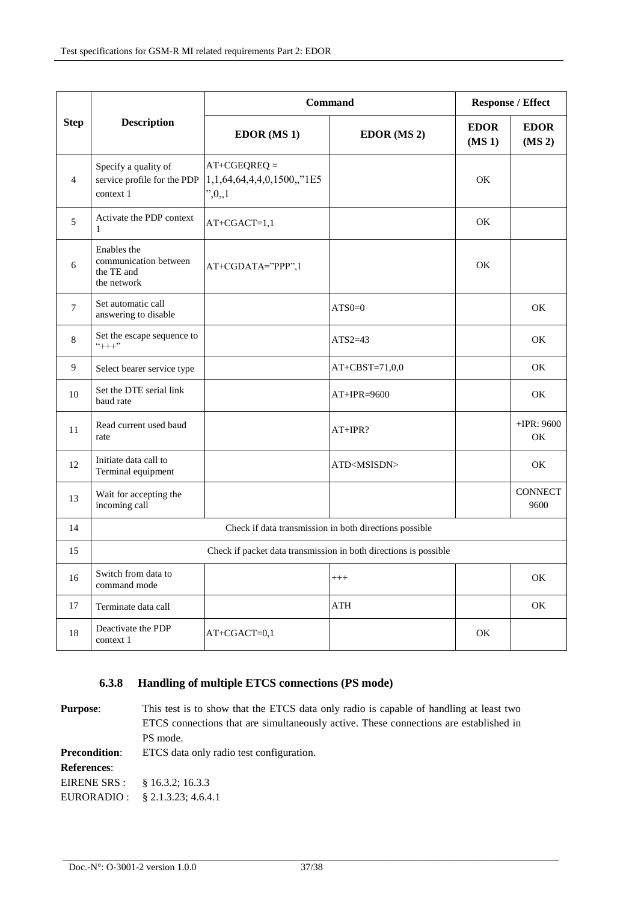| Step | Description | Command | | Response / Effect | |
|---|---|---|---|---|---|
| | | EDOR (MS 1) | EDOR (MS 2) | EDOR (MS 1) | EDOR (MS 2) |
| 4 | Specify a quality of service profile for the PDP context 1 | AT+CGEQREQ = 1,1,64,64,4,4,0,1500,,"1E5",0,,1 | | OK | |
| 5 | Activate the PDP context 1 | AT+CGACT=1,1 | | OK | |
| 6 | Enables the communication between the TE and the network | AT+CGDATA="PPP",1 | | OK | |
| 7 | Set automatic call answering to disable | | ATS0=0 | | OK |
| 8 | Set the escape sequence to "+++" | | ATS2=43 | | OK |
| 9 | Select bearer service type | | AT+CBST=71,0,0 | | OK |
| 10 | Set the DTE serial link baud rate | | AT+IPR=9600 | | OK |
| 11 | Read current used baud rate | | AT+IPR? | | +IPR: 9600 OK |
| 12 | Initiate data call to Terminal equipment | | ATD<MSISDN> | | OK |
| 13 | Wait for accepting the incoming call | | | | CONNECT 9600 |
| 14 | Check if data transmission in both directions possible | | | | |
| 15 | Check if packet data transmission in both directions is possible | | | | |
| 16 | Switch from data to command mode | | +++ | | OK |
| 17 | Terminate data call | | ATH | | OK |
| 18 | Deactivate the PDP context 1 | AT+CGACT=0,1 | | OK | |

### 6.3.8 Handling of multiple ETCS connections (PS mode)

**Purpose**: This test is to show that the ETCS data only radio is capable of handling at least two ETCS connections that are simultaneously active. These connections are established in PS mode.

**Precondition**: ETCS data only radio test configuration.

**References**:

EIRENE SRS : § 16.3.2; 16.3.3

EURORADIO : § 2.1.3.23; 4.6.4.1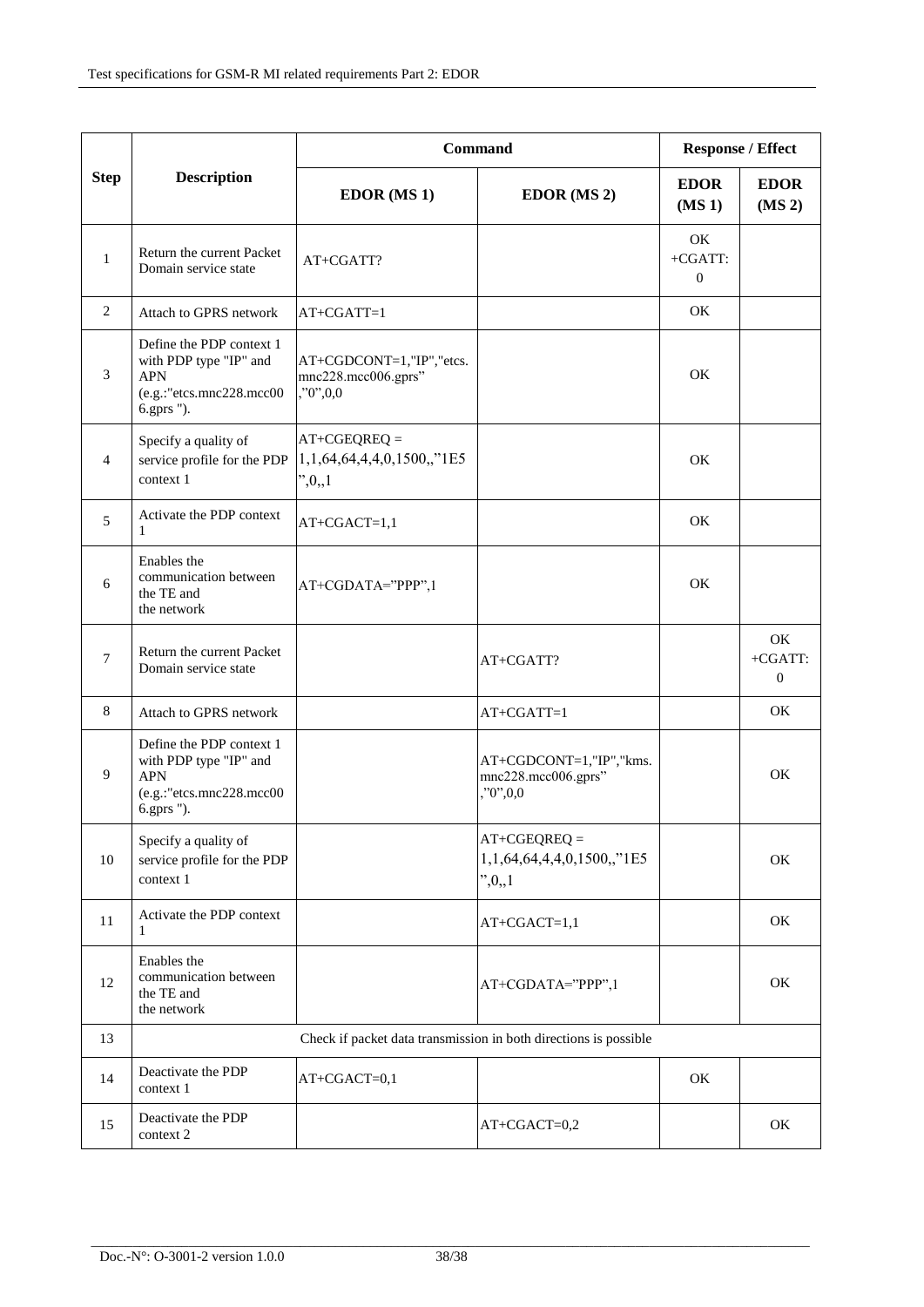| Step | Description | Command | | Response / Effect | |
|---|---|---|---|---|---|
| | | EDOR (MS 1) | EDOR (MS 2) | EDOR (MS 1) | EDOR (MS 2) |
| 1 | Return the current Packet Domain service state | AT+CGATT? | | OK +CGATT: 0 | |
| 2 | Attach to GPRS network | AT+CGATT=1 | | OK | |
| 3 | Define the PDP context 1 with PDP type "IP" and APN (e.g.:"etcs.mnc228.mcc006.gprs "). | AT+CGDCONT=1,"IP","etcs.mnc228.mcc006.gprs","0",0,0 | | OK | |
| 4 | Specify a quality of service profile for the PDP context 1 | AT+CGEQREQ = 1,1,64,64,4,4,0,1500,,"1E5",0,,1 | | OK | |
| 5 | Activate the PDP context 1 | AT+CGACT=1,1 | | OK | |
| 6 | Enables the communication between the TE and the network | AT+CGDATA="PPP",1 | | OK | |
| 7 | Return the current Packet Domain service state | | AT+CGATT? | | OK +CGATT: 0 |
| 8 | Attach to GPRS network | | AT+CGATT=1 | | OK |
| 9 | Define the PDP context 1 with PDP type "IP" and APN (e.g.:"etcs.mnc228.mcc006.gprs "). | | AT+CGDCONT=1,"IP","kms.mnc228.mcc006.gprs","0",0,0 | | OK |
| 10 | Specify a quality of service profile for the PDP context 1 | | AT+CGEQREQ = 1,1,64,64,4,4,0,1500,,"1E5",0,,1 | | OK |
| 11 | Activate the PDP context 1 | | AT+CGACT=1,1 | | OK |
| 12 | Enables the communication between the TE and the network | | AT+CGDATA="PPP",1 | | OK |
| 13 | Check if packet data transmission in both directions is possible | | | | |
| 14 | Deactivate the PDP context 1 | AT+CGACT=0,1 | | OK | |
| 15 | Deactivate the PDP context 2 | | AT+CGACT=0,2 | | OK |